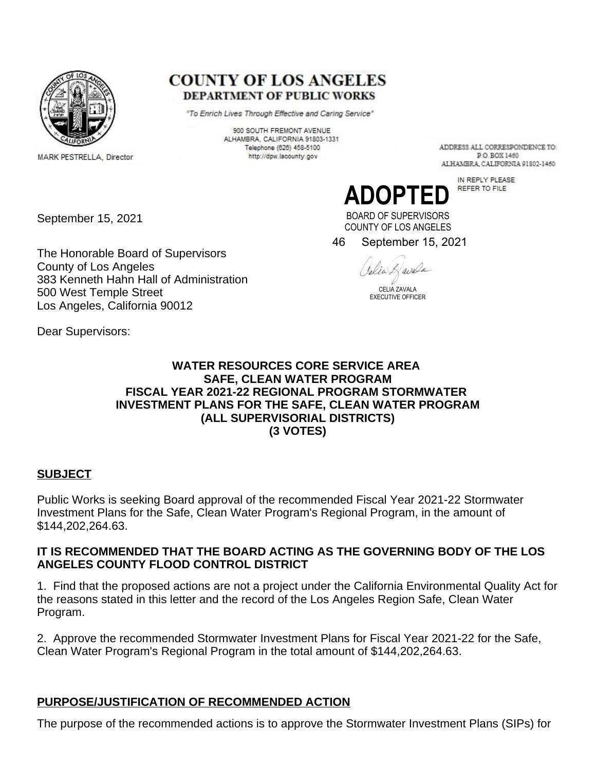**COUNTY OF LOS ANGELES**
**DEPARTMENT OF PUBLIC WORKS**

*"To Enrich Lives Through Effective and Caring Service"*

900 SOUTH FREMONT AVENUE
ALHAMBRA, CALIFORNIA 91803-1331
Telephone (626) 458-5100
http://dpw.lacounty.gov

MARK PESTRELLA, Director

ADDRESS ALL CORRESPONDENCE TO:
P.O. BOX 1460
ALHAMBRA, CALIFORNIA 91802-1460

IN REPLY PLEASE
REFER TO FILE

**ADOPTED**
BOARD OF SUPERVISORS
COUNTY OF LOS ANGELES
46 September 15, 2021

CELIA ZAVALA
EXECUTIVE OFFICER

September 15, 2021

The Honorable Board of Supervisors
County of Los Angeles
383 Kenneth Hahn Hall of Administration
500 West Temple Street
Los Angeles, California 90012

Dear Supervisors:

**WATER RESOURCES CORE SERVICE AREA**
**SAFE, CLEAN WATER PROGRAM**
**FISCAL YEAR 2021-22 REGIONAL PROGRAM STORMWATER INVESTMENT PLANS FOR THE SAFE, CLEAN WATER PROGRAM**
**(ALL SUPERVISORIAL DISTRICTS)**
**(3 VOTES)**

## SUBJECT

Public Works is seeking Board approval of the recommended Fiscal Year 2021-22 Stormwater Investment Plans for the Safe, Clean Water Program's Regional Program, in the amount of $144,202,264.63.

### IT IS RECOMMENDED THAT THE BOARD ACTING AS THE GOVERNING BODY OF THE LOS ANGELES COUNTY FLOOD CONTROL DISTRICT

1. Find that the proposed actions are not a project under the California Environmental Quality Act for the reasons stated in this letter and the record of the Los Angeles Region Safe, Clean Water Program.

2. Approve the recommended Stormwater Investment Plans for Fiscal Year 2021-22 for the Safe, Clean Water Program's Regional Program in the total amount of $144,202,264.63.

## PURPOSE/JUSTIFICATION OF RECOMMENDED ACTION

The purpose of the recommended actions is to approve the Stormwater Investment Plans (SIPs) for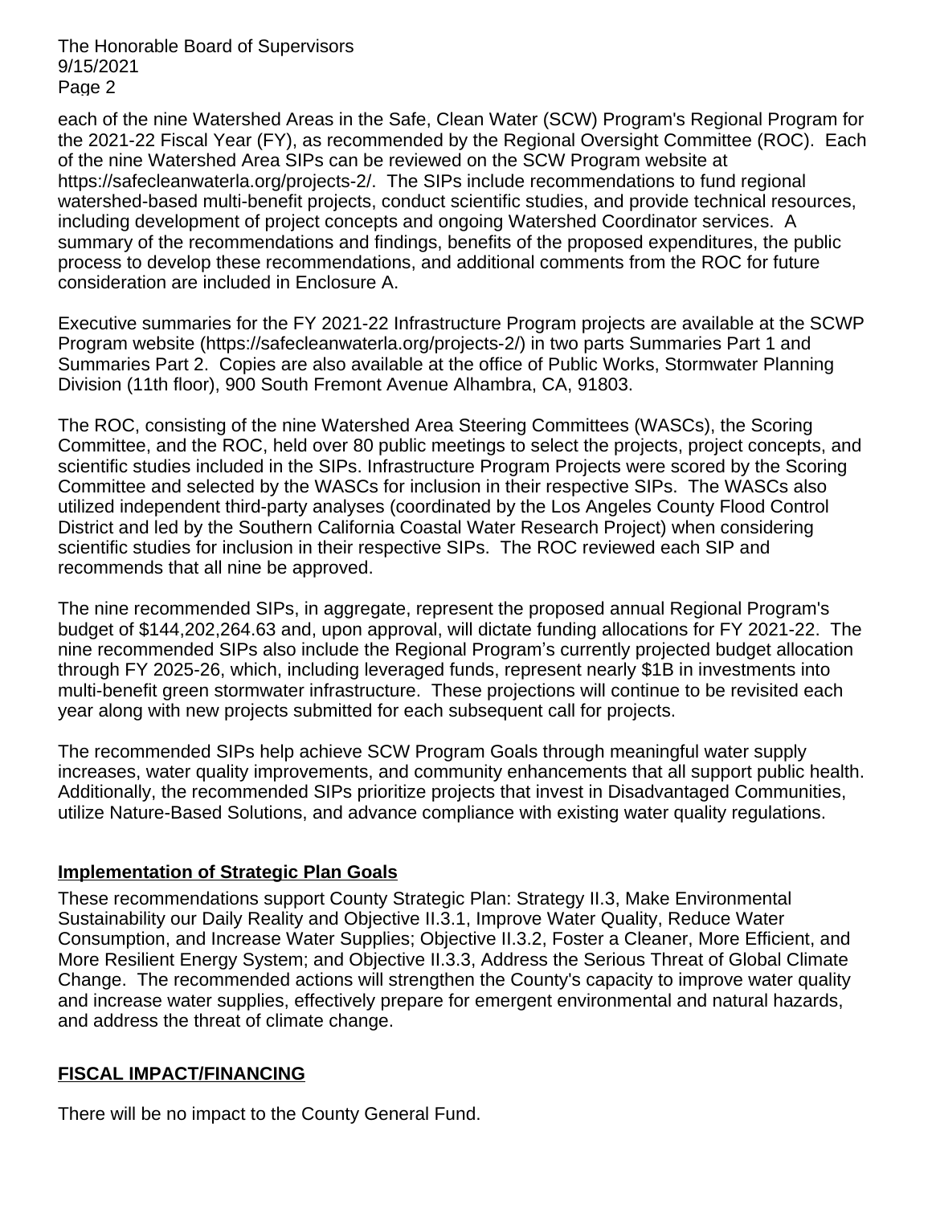each of the nine Watershed Areas in the Safe, Clean Water (SCW) Program's Regional Program for the 2021-22 Fiscal Year (FY), as recommended by the Regional Oversight Committee (ROC). Each of the nine Watershed Area SIPs can be reviewed on the SCW Program website at https://safecleanwaterla.org/projects-2/. The SIPs include recommendations to fund regional watershed-based multi-benefit projects, conduct scientific studies, and provide technical resources, including development of project concepts and ongoing Watershed Coordinator services. A summary of the recommendations and findings, benefits of the proposed expenditures, the public process to develop these recommendations, and additional comments from the ROC for future consideration are included in Enclosure A.

Executive summaries for the FY 2021-22 Infrastructure Program projects are available at the SCWP Program website (https://safecleanwaterla.org/projects-2/) in two parts Summaries Part 1 and Summaries Part 2. Copies are also available at the office of Public Works, Stormwater Planning Division (11th floor), 900 South Fremont Avenue Alhambra, CA, 91803.

The ROC, consisting of the nine Watershed Area Steering Committees (WASCs), the Scoring Committee, and the ROC, held over 80 public meetings to select the projects, project concepts, and scientific studies included in the SIPs. Infrastructure Program Projects were scored by the Scoring Committee and selected by the WASCs for inclusion in their respective SIPs. The WASCs also utilized independent third-party analyses (coordinated by the Los Angeles County Flood Control District and led by the Southern California Coastal Water Research Project) when considering scientific studies for inclusion in their respective SIPs. The ROC reviewed each SIP and recommends that all nine be approved.

The nine recommended SIPs, in aggregate, represent the proposed annual Regional Program's budget of $144,202,264.63 and, upon approval, will dictate funding allocations for FY 2021-22. The nine recommended SIPs also include the Regional Program's currently projected budget allocation through FY 2025-26, which, including leveraged funds, represent nearly $1B in investments into multi-benefit green stormwater infrastructure. These projections will continue to be revisited each year along with new projects submitted for each subsequent call for projects.

The recommended SIPs help achieve SCW Program Goals through meaningful water supply increases, water quality improvements, and community enhancements that all support public health. Additionally, the recommended SIPs prioritize projects that invest in Disadvantaged Communities, utilize Nature-Based Solutions, and advance compliance with existing water quality regulations.

**Implementation of Strategic Plan Goals**

These recommendations support County Strategic Plan: Strategy II.3, Make Environmental Sustainability our Daily Reality and Objective II.3.1, Improve Water Quality, Reduce Water Consumption, and Increase Water Supplies; Objective II.3.2, Foster a Cleaner, More Efficient, and More Resilient Energy System; and Objective II.3.3, Address the Serious Threat of Global Climate Change. The recommended actions will strengthen the County's capacity to improve water quality and increase water supplies, effectively prepare for emergent environmental and natural hazards, and address the threat of climate change.

## FISCAL IMPACT/FINANCING

There will be no impact to the County General Fund.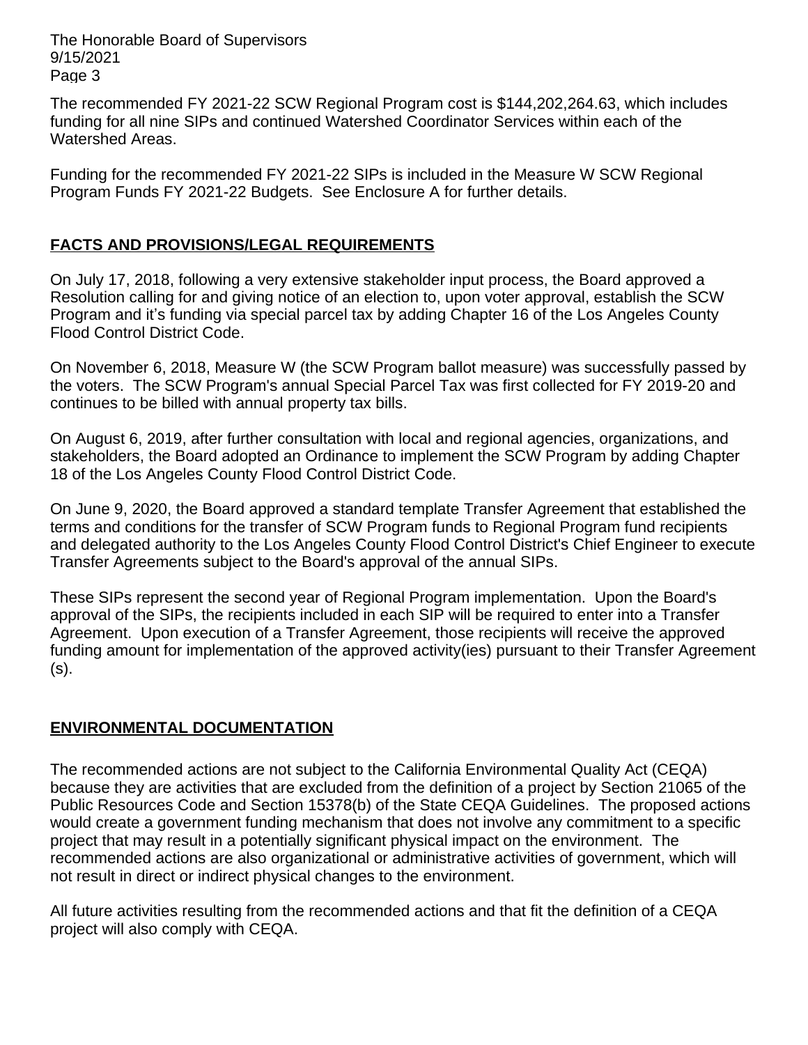The recommended FY 2021-22 SCW Regional Program cost is $144,202,264.63, which includes funding for all nine SIPs and continued Watershed Coordinator Services within each of the Watershed Areas.

Funding for the recommended FY 2021-22 SIPs is included in the Measure W SCW Regional Program Funds FY 2021-22 Budgets. See Enclosure A for further details.

## FACTS AND PROVISIONS/LEGAL REQUIREMENTS

On July 17, 2018, following a very extensive stakeholder input process, the Board approved a Resolution calling for and giving notice of an election to, upon voter approval, establish the SCW Program and it's funding via special parcel tax by adding Chapter 16 of the Los Angeles County Flood Control District Code.

On November 6, 2018, Measure W (the SCW Program ballot measure) was successfully passed by the voters. The SCW Program's annual Special Parcel Tax was first collected for FY 2019-20 and continues to be billed with annual property tax bills.

On August 6, 2019, after further consultation with local and regional agencies, organizations, and stakeholders, the Board adopted an Ordinance to implement the SCW Program by adding Chapter 18 of the Los Angeles County Flood Control District Code.

On June 9, 2020, the Board approved a standard template Transfer Agreement that established the terms and conditions for the transfer of SCW Program funds to Regional Program fund recipients and delegated authority to the Los Angeles County Flood Control District's Chief Engineer to execute Transfer Agreements subject to the Board's approval of the annual SIPs.

These SIPs represent the second year of Regional Program implementation. Upon the Board's approval of the SIPs, the recipients included in each SIP will be required to enter into a Transfer Agreement. Upon execution of a Transfer Agreement, those recipients will receive the approved funding amount for implementation of the approved activity(ies) pursuant to their Transfer Agreement (s).

## ENVIRONMENTAL DOCUMENTATION

The recommended actions are not subject to the California Environmental Quality Act (CEQA) because they are activities that are excluded from the definition of a project by Section 21065 of the Public Resources Code and Section 15378(b) of the State CEQA Guidelines. The proposed actions would create a government funding mechanism that does not involve any commitment to a specific project that may result in a potentially significant physical impact on the environment. The recommended actions are also organizational or administrative activities of government, which will not result in direct or indirect physical changes to the environment.

All future activities resulting from the recommended actions and that fit the definition of a CEQA project will also comply with CEQA.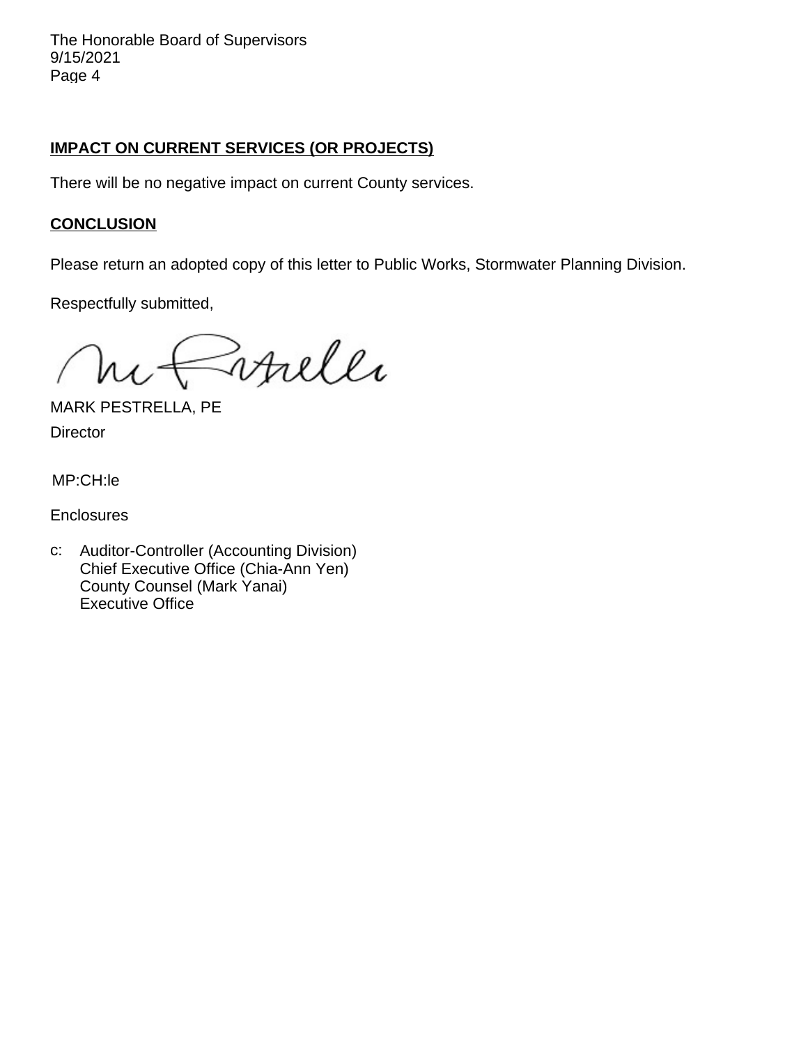**IMPACT ON CURRENT SERVICES (OR PROJECTS)**

There will be no negative impact on current County services.

**CONCLUSION**

Please return an adopted copy of this letter to Public Works, Stormwater Planning Division.

Respectfully submitted,

MARK PESTRELLA, PE
Director

MP:CH:le

Enclosures

c: Auditor-Controller (Accounting Division)
Chief Executive Office (Chia-Ann Yen)
County Counsel (Mark Yanai)
Executive Office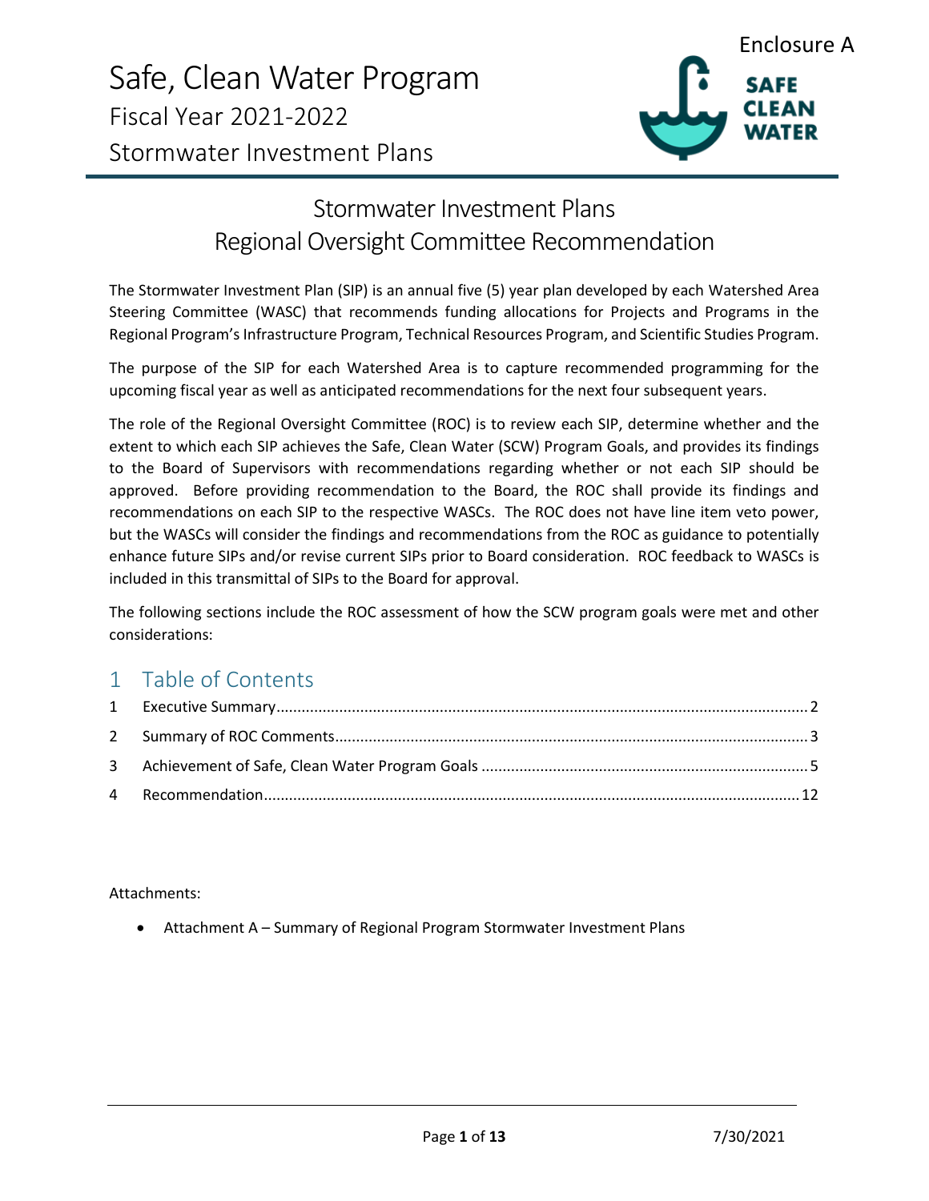Enclosure A

# Safe, Clean Water Program

## Fiscal Year 2021-2022

## Stormwater Investment Plans

# Stormwater Investment Plans
# Regional Oversight Committee Recommendation

The Stormwater Investment Plan (SIP) is an annual five (5) year plan developed by each Watershed Area Steering Committee (WASC) that recommends funding allocations for Projects and Programs in the Regional Program's Infrastructure Program, Technical Resources Program, and Scientific Studies Program.

The purpose of the SIP for each Watershed Area is to capture recommended programming for the upcoming fiscal year as well as anticipated recommendations for the next four subsequent years.

The role of the Regional Oversight Committee (ROC) is to review each SIP, determine whether and the extent to which each SIP achieves the Safe, Clean Water (SCW) Program Goals, and provides its findings to the Board of Supervisors with recommendations regarding whether or not each SIP should be approved. Before providing recommendation to the Board, the ROC shall provide its findings and recommendations on each SIP to the respective WASCs. The ROC does not have line item veto power, but the WASCs will consider the findings and recommendations from the ROC as guidance to potentially enhance future SIPs and/or revise current SIPs prior to Board consideration. ROC feedback to WASCs is included in this transmittal of SIPs to the Board for approval.

The following sections include the ROC assessment of how the SCW program goals were met and other considerations:

## 1 Table of Contents

1 Executive Summary .......... 2

2 Summary of ROC Comments .......... 3

3 Achievement of Safe, Clean Water Program Goals .......... 5

4 Recommendation .......... 12

Attachments:

- Attachment A – Summary of Regional Program Stormwater Investment Plans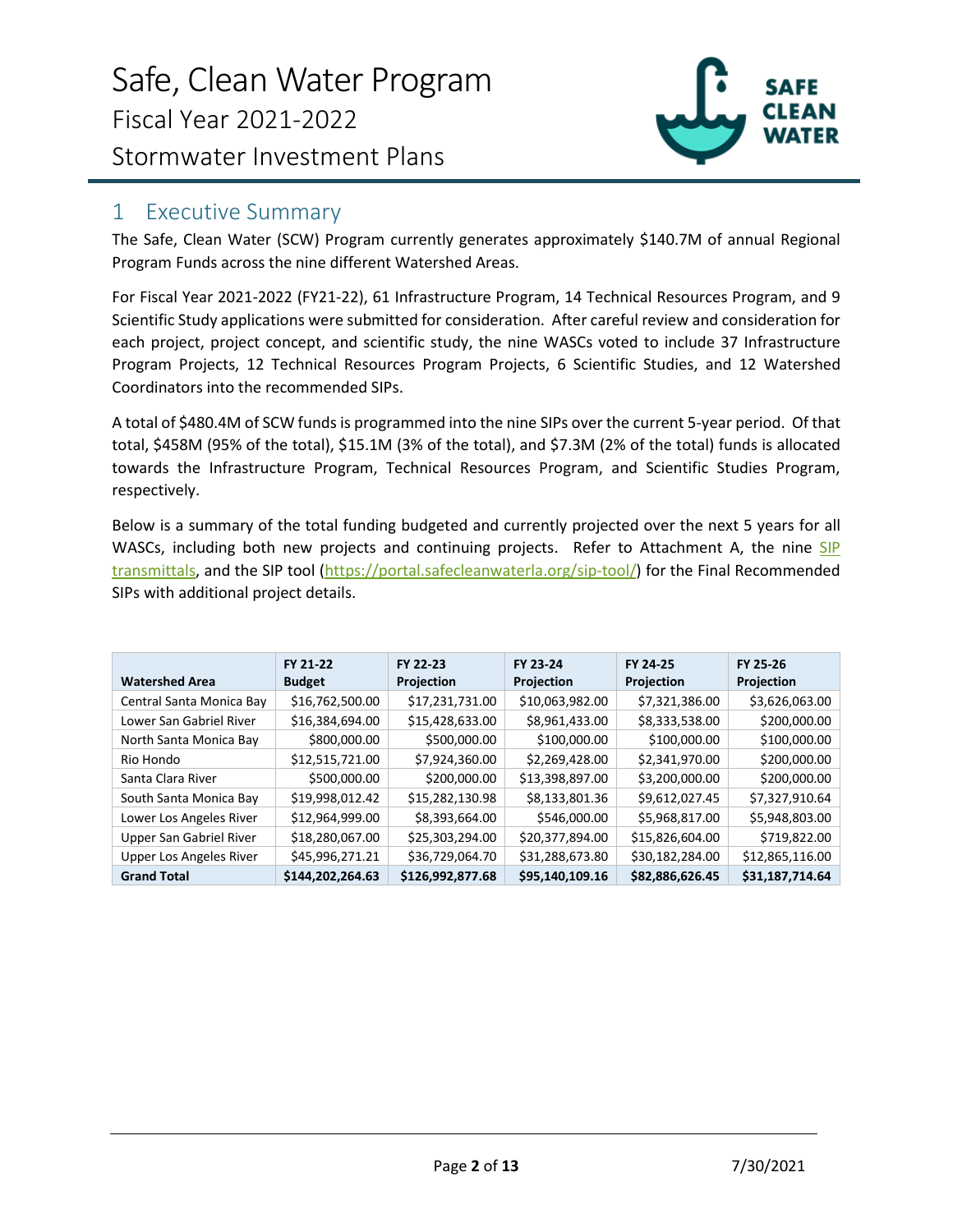# Safe, Clean Water Program

## Fiscal Year 2021-2022

## Stormwater Investment Plans

## 1 Executive Summary

The Safe, Clean Water (SCW) Program currently generates approximately $140.7M of annual Regional Program Funds across the nine different Watershed Areas.

For Fiscal Year 2021-2022 (FY21-22), 61 Infrastructure Program, 14 Technical Resources Program, and 9 Scientific Study applications were submitted for consideration. After careful review and consideration for each project, project concept, and scientific study, the nine WASCs voted to include 37 Infrastructure Program Projects, 12 Technical Resources Program Projects, 6 Scientific Studies, and 12 Watershed Coordinators into the recommended SIPs.

A total of $480.4M of SCW funds is programmed into the nine SIPs over the current 5-year period. Of that total, $458M (95% of the total), $15.1M (3% of the total), and $7.3M (2% of the total) funds is allocated towards the Infrastructure Program, Technical Resources Program, and Scientific Studies Program, respectively.

Below is a summary of the total funding budgeted and currently projected over the next 5 years for all WASCs, including both new projects and continuing projects. Refer to Attachment A, the nine SIP transmittals, and the SIP tool (https://portal.safecleanwaterla.org/sip-tool/) for the Final Recommended SIPs with additional project details.

| Watershed Area | FY 21-22 Budget | FY 22-23 Projection | FY 23-24 Projection | FY 24-25 Projection | FY 25-26 Projection |
|---|---|---|---|---|---|
| Central Santa Monica Bay | $16,762,500.00 | $17,231,731.00 | $10,063,982.00 | $7,321,386.00 | $3,626,063.00 |
| Lower San Gabriel River | $16,384,694.00 | $15,428,633.00 | $8,961,433.00 | $8,333,538.00 | $200,000.00 |
| North Santa Monica Bay | $800,000.00 | $500,000.00 | $100,000.00 | $100,000.00 | $100,000.00 |
| Rio Hondo | $12,515,721.00 | $7,924,360.00 | $2,269,428.00 | $2,341,970.00 | $200,000.00 |
| Santa Clara River | $500,000.00 | $200,000.00 | $13,398,897.00 | $3,200,000.00 | $200,000.00 |
| South Santa Monica Bay | $19,998,012.42 | $15,282,130.98 | $8,133,801.36 | $9,612,027.45 | $7,327,910.64 |
| Lower Los Angeles River | $12,964,999.00 | $8,393,664.00 | $546,000.00 | $5,968,817.00 | $5,948,803.00 |
| Upper San Gabriel River | $18,280,067.00 | $25,303,294.00 | $20,377,894.00 | $15,826,604.00 | $719,822.00 |
| Upper Los Angeles River | $45,996,271.21 | $36,729,064.70 | $31,288,673.80 | $30,182,284.00 | $12,865,116.00 |
| **Grand Total** | **$144,202,264.63** | **$126,992,877.68** | **$95,140,109.16** | **$82,886,626.45** | **$31,187,714.64** |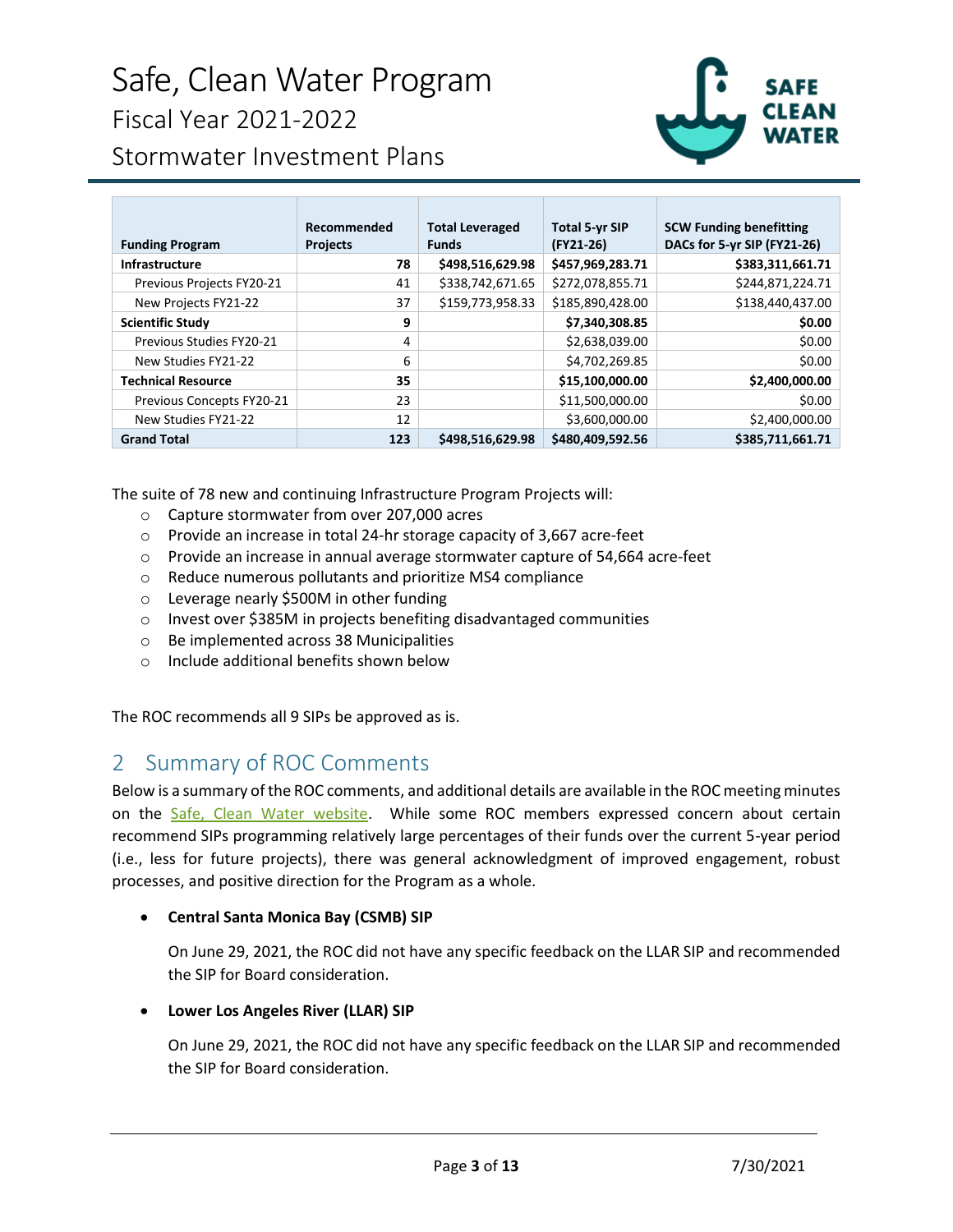| Funding Program | Recommended Projects | Total Leveraged Funds | Total 5-yr SIP (FY21-26) | SCW Funding benefitting DACs for 5-yr SIP (FY21-26) |
|---|---|---|---|---|
| **Infrastructure** | **78** | **$498,516,629.98** | **$457,969,283.71** | **$383,311,661.71** |
| Previous Projects FY20-21 | 41 | $338,742,671.65 | $272,078,855.71 | $244,871,224.71 |
| New Projects FY21-22 | 37 | $159,773,958.33 | $185,890,428.00 | $138,440,437.00 |
| **Scientific Study** | **9** | | **$7,340,308.85** | **$0.00** |
| Previous Studies FY20-21 | 4 | | $2,638,039.00 | $0.00 |
| New Studies FY21-22 | 6 | | $4,702,269.85 | $0.00 |
| **Technical Resource** | **35** | | **$15,100,000.00** | **$2,400,000.00** |
| Previous Concepts FY20-21 | 23 | | $11,500,000.00 | $0.00 |
| New Studies FY21-22 | 12 | | $3,600,000.00 | $2,400,000.00 |
| **Grand Total** | **123** | **$498,516,629.98** | **$480,409,592.56** | **$385,711,661.71** |

The suite of 78 new and continuing Infrastructure Program Projects will:

- Capture stormwater from over 207,000 acres
- Provide an increase in total 24-hr storage capacity of 3,667 acre-feet
- Provide an increase in annual average stormwater capture of 54,664 acre-feet
- Reduce numerous pollutants and prioritize MS4 compliance
- Leverage nearly $500M in other funding
- Invest over $385M in projects benefiting disadvantaged communities
- Be implemented across 38 Municipalities
- Include additional benefits shown below

The ROC recommends all 9 SIPs be approved as is.

## 2 Summary of ROC Comments

Below is a summary of the ROC comments, and additional details are available in the ROC meeting minutes on the Safe, Clean Water website. While some ROC members expressed concern about certain recommend SIPs programming relatively large percentages of their funds over the current 5-year period (i.e., less for future projects), there was general acknowledgment of improved engagement, robust processes, and positive direction for the Program as a whole.

- **Central Santa Monica Bay (CSMB) SIP**

  On June 29, 2021, the ROC did not have any specific feedback on the LLAR SIP and recommended the SIP for Board consideration.

- **Lower Los Angeles River (LLAR) SIP**

  On June 29, 2021, the ROC did not have any specific feedback on the LLAR SIP and recommended the SIP for Board consideration.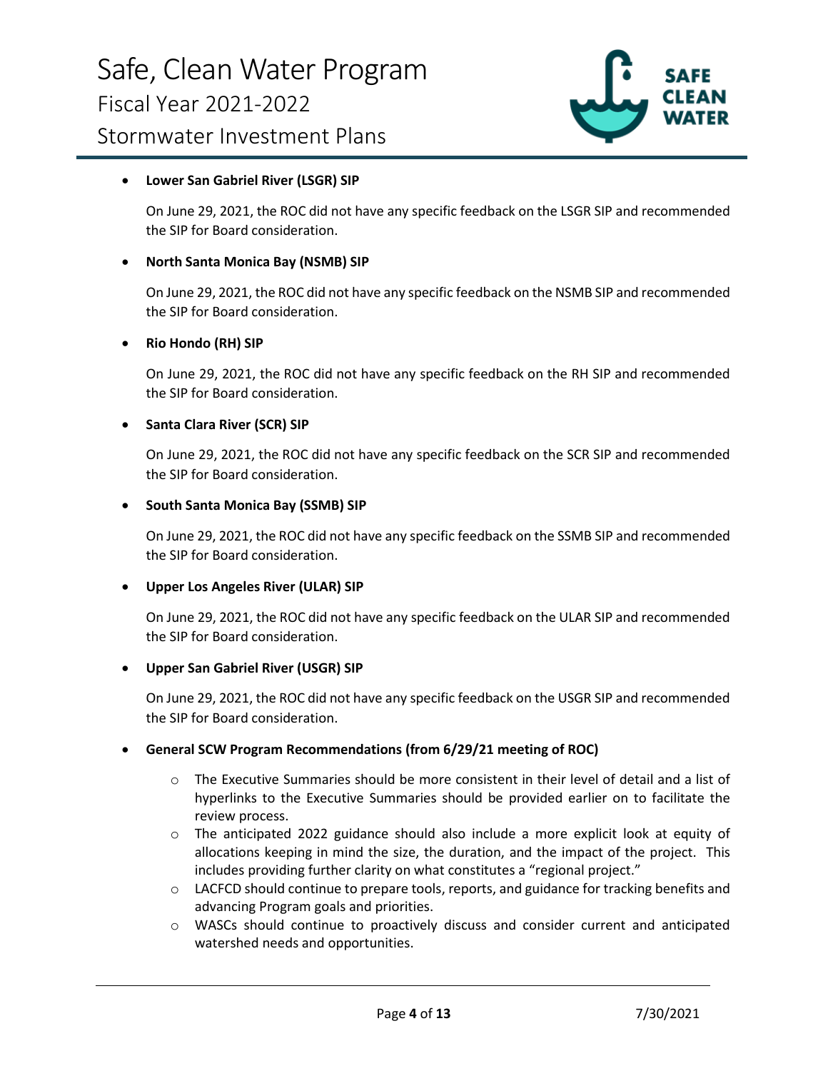- **Lower San Gabriel River (LSGR) SIP**

  On June 29, 2021, the ROC did not have any specific feedback on the LSGR SIP and recommended the SIP for Board consideration.

- **North Santa Monica Bay (NSMB) SIP**

  On June 29, 2021, the ROC did not have any specific feedback on the NSMB SIP and recommended the SIP for Board consideration.

- **Rio Hondo (RH) SIP**

  On June 29, 2021, the ROC did not have any specific feedback on the RH SIP and recommended the SIP for Board consideration.

- **Santa Clara River (SCR) SIP**

  On June 29, 2021, the ROC did not have any specific feedback on the SCR SIP and recommended the SIP for Board consideration.

- **South Santa Monica Bay (SSMB) SIP**

  On June 29, 2021, the ROC did not have any specific feedback on the SSMB SIP and recommended the SIP for Board consideration.

- **Upper Los Angeles River (ULAR) SIP**

  On June 29, 2021, the ROC did not have any specific feedback on the ULAR SIP and recommended the SIP for Board consideration.

- **Upper San Gabriel River (USGR) SIP**

  On June 29, 2021, the ROC did not have any specific feedback on the USGR SIP and recommended the SIP for Board consideration.

- **General SCW Program Recommendations (from 6/29/21 meeting of ROC)**
  - The Executive Summaries should be more consistent in their level of detail and a list of hyperlinks to the Executive Summaries should be provided earlier on to facilitate the review process.
  - The anticipated 2022 guidance should also include a more explicit look at equity of allocations keeping in mind the size, the duration, and the impact of the project. This includes providing further clarity on what constitutes a "regional project."
  - LACFCD should continue to prepare tools, reports, and guidance for tracking benefits and advancing Program goals and priorities.
  - WASCs should continue to proactively discuss and consider current and anticipated watershed needs and opportunities.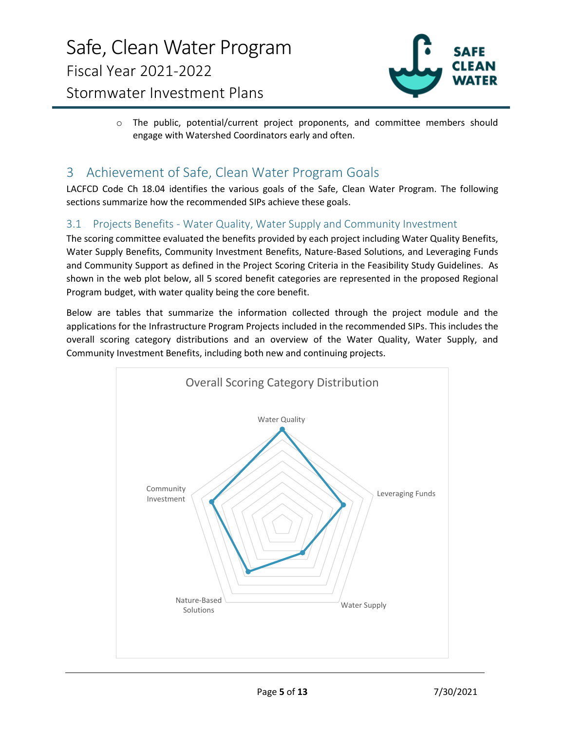- The public, potential/current project proponents, and committee members should engage with Watershed Coordinators early and often.

# 3 Achievement of Safe, Clean Water Program Goals

LACFCD Code Ch 18.04 identifies the various goals of the Safe, Clean Water Program. The following sections summarize how the recommended SIPs achieve these goals.

## 3.1 Projects Benefits - Water Quality, Water Supply and Community Investment

The scoring committee evaluated the benefits provided by each project including Water Quality Benefits, Water Supply Benefits, Community Investment Benefits, Nature-Based Solutions, and Leveraging Funds and Community Support as defined in the Project Scoring Criteria in the Feasibility Study Guidelines. As shown in the web plot below, all 5 scored benefit categories are represented in the proposed Regional Program budget, with water quality being the core benefit.

Below are tables that summarize the information collected through the project module and the applications for the Infrastructure Program Projects included in the recommended SIPs. This includes the overall scoring category distributions and an overview of the Water Quality, Water Supply, and Community Investment Benefits, including both new and continuing projects.

Overall Scoring Category Distribution

Water Quality

Leveraging Funds

Water Supply

Nature-Based Solutions

Community Investment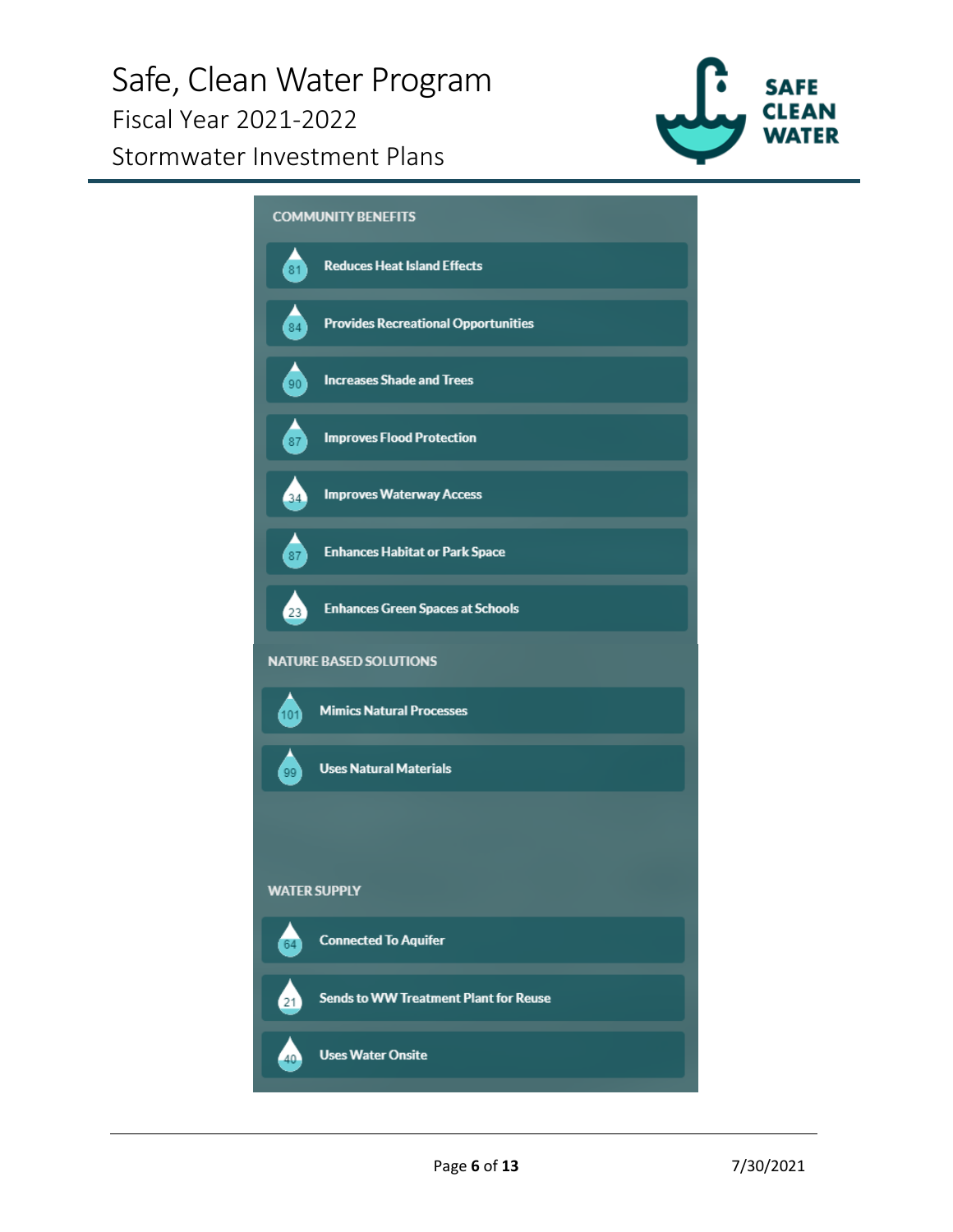COMMUNITY BENEFITS

- 81 Reduces Heat Island Effects
- 84 Provides Recreational Opportunities
- 90 Increases Shade and Trees
- 87 Improves Flood Protection
- 34 Improves Waterway Access
- 87 Enhances Habitat or Park Space
- 23 Enhances Green Spaces at Schools

NATURE BASED SOLUTIONS

- 101 Mimics Natural Processes
- 99 Uses Natural Materials

WATER SUPPLY

- 64 Connected To Aquifer
- 21 Sends to WW Treatment Plant for Reuse
- 40 Uses Water Onsite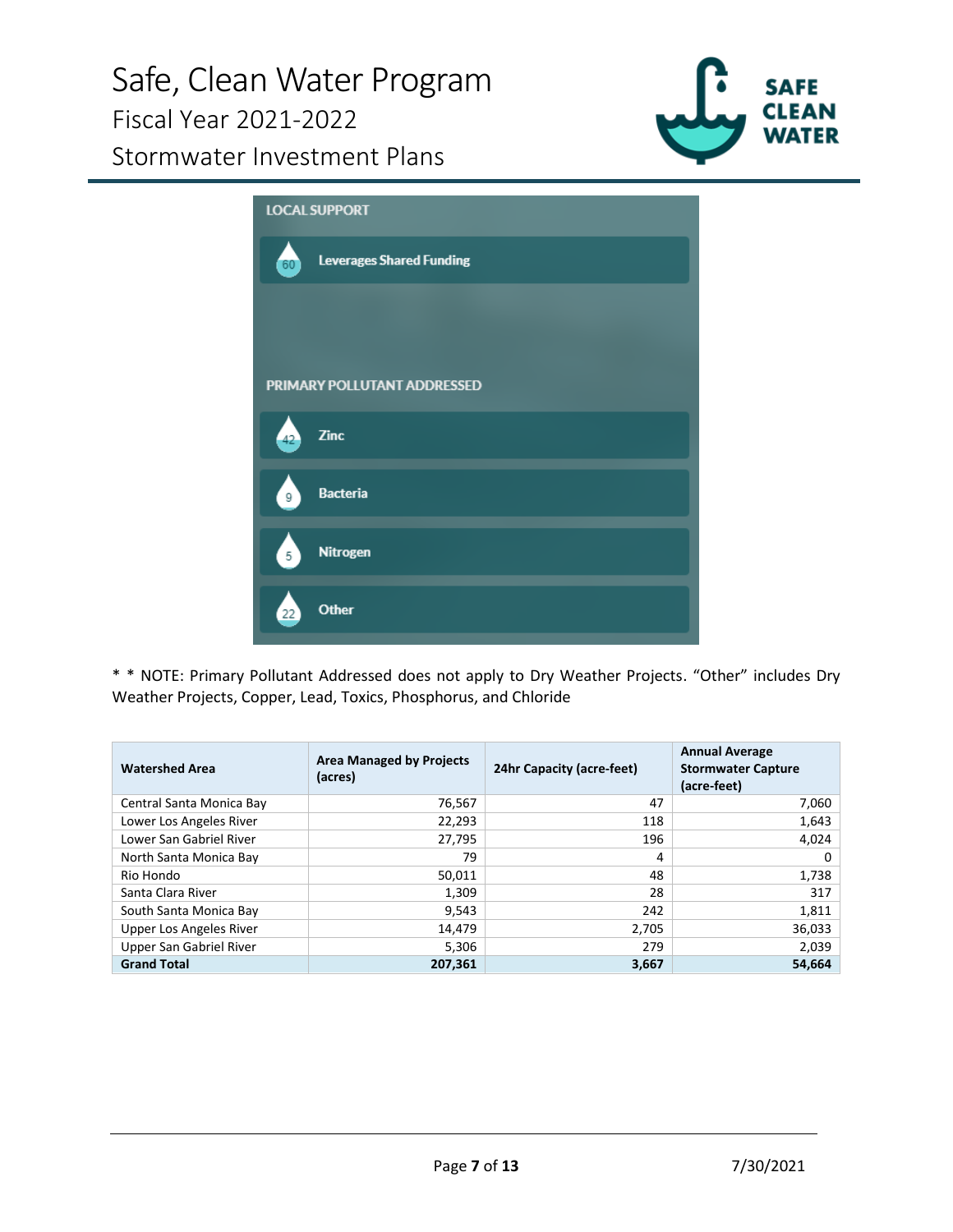LOCAL SUPPORT

60 Leverages Shared Funding

PRIMARY POLLUTANT ADDRESSED

42 Zinc

9 Bacteria

5 Nitrogen

22 Other

* * NOTE: Primary Pollutant Addressed does not apply to Dry Weather Projects. "Other" includes Dry Weather Projects, Copper, Lead, Toxics, Phosphorus, and Chloride

| Watershed Area | Area Managed by Projects (acres) | 24hr Capacity (acre-feet) | Annual Average Stormwater Capture (acre-feet) |
|---|---|---|---|
| Central Santa Monica Bay | 76,567 | 47 | 7,060 |
| Lower Los Angeles River | 22,293 | 118 | 1,643 |
| Lower San Gabriel River | 27,795 | 196 | 4,024 |
| North Santa Monica Bay | 79 | 4 | 0 |
| Rio Hondo | 50,011 | 48 | 1,738 |
| Santa Clara River | 1,309 | 28 | 317 |
| South Santa Monica Bay | 9,543 | 242 | 1,811 |
| Upper Los Angeles River | 14,479 | 2,705 | 36,033 |
| Upper San Gabriel River | 5,306 | 279 | 2,039 |
| **Grand Total** | **207,361** | **3,667** | **54,664** |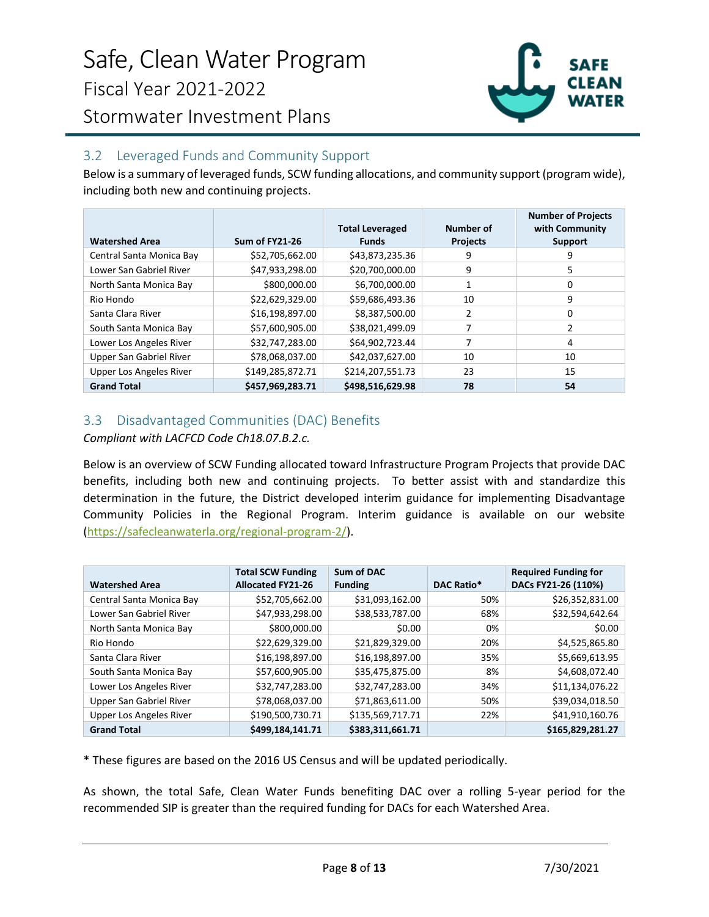## 3.2 Leveraged Funds and Community Support

Below is a summary of leveraged funds, SCW funding allocations, and community support (program wide), including both new and continuing projects.

| Watershed Area | Sum of FY21-26 | Total Leveraged Funds | Number of Projects | Number of Projects with Community Support |
|---|---|---|---|---|
| Central Santa Monica Bay | $52,705,662.00 | $43,873,235.36 | 9 | 9 |
| Lower San Gabriel River | $47,933,298.00 | $20,700,000.00 | 9 | 5 |
| North Santa Monica Bay | $800,000.00 | $6,700,000.00 | 1 | 0 |
| Rio Hondo | $22,629,329.00 | $59,686,493.36 | 10 | 9 |
| Santa Clara River | $16,198,897.00 | $8,387,500.00 | 2 | 0 |
| South Santa Monica Bay | $57,600,905.00 | $38,021,499.09 | 7 | 2 |
| Lower Los Angeles River | $32,747,283.00 | $64,902,723.44 | 7 | 4 |
| Upper San Gabriel River | $78,068,037.00 | $42,037,627.00 | 10 | 10 |
| Upper Los Angeles River | $149,285,872.71 | $214,207,551.73 | 23 | 15 |
| **Grand Total** | **$457,969,283.71** | **$498,516,629.98** | **78** | **54** |

## 3.3 Disadvantaged Communities (DAC) Benefits

*Compliant with LACFCD Code Ch18.07.B.2.c.*

Below is an overview of SCW Funding allocated toward Infrastructure Program Projects that provide DAC benefits, including both new and continuing projects. To better assist with and standardize this determination in the future, the District developed interim guidance for implementing Disadvantage Community Policies in the Regional Program. Interim guidance is available on our website (https://safecleanwaterla.org/regional-program-2/).

| Watershed Area | Total SCW Funding Allocated FY21-26 | Sum of DAC Funding | DAC Ratio* | Required Funding for DACs FY21-26 (110%) |
|---|---|---|---|---|
| Central Santa Monica Bay | $52,705,662.00 | $31,093,162.00 | 50% | $26,352,831.00 |
| Lower San Gabriel River | $47,933,298.00 | $38,533,787.00 | 68% | $32,594,642.64 |
| North Santa Monica Bay | $800,000.00 | $0.00 | 0% | $0.00 |
| Rio Hondo | $22,629,329.00 | $21,829,329.00 | 20% | $4,525,865.80 |
| Santa Clara River | $16,198,897.00 | $16,198,897.00 | 35% | $5,669,613.95 |
| South Santa Monica Bay | $57,600,905.00 | $35,475,875.00 | 8% | $4,608,072.40 |
| Lower Los Angeles River | $32,747,283.00 | $32,747,283.00 | 34% | $11,134,076.22 |
| Upper San Gabriel River | $78,068,037.00 | $71,863,611.00 | 50% | $39,034,018.50 |
| Upper Los Angeles River | $190,500,730.71 | $135,569,717.71 | 22% | $41,910,160.76 |
| **Grand Total** | **$499,184,141.71** | **$383,311,661.71** | | **$165,829,281.27** |

* These figures are based on the 2016 US Census and will be updated periodically.

As shown, the total Safe, Clean Water Funds benefiting DAC over a rolling 5-year period for the recommended SIP is greater than the required funding for DACs for each Watershed Area.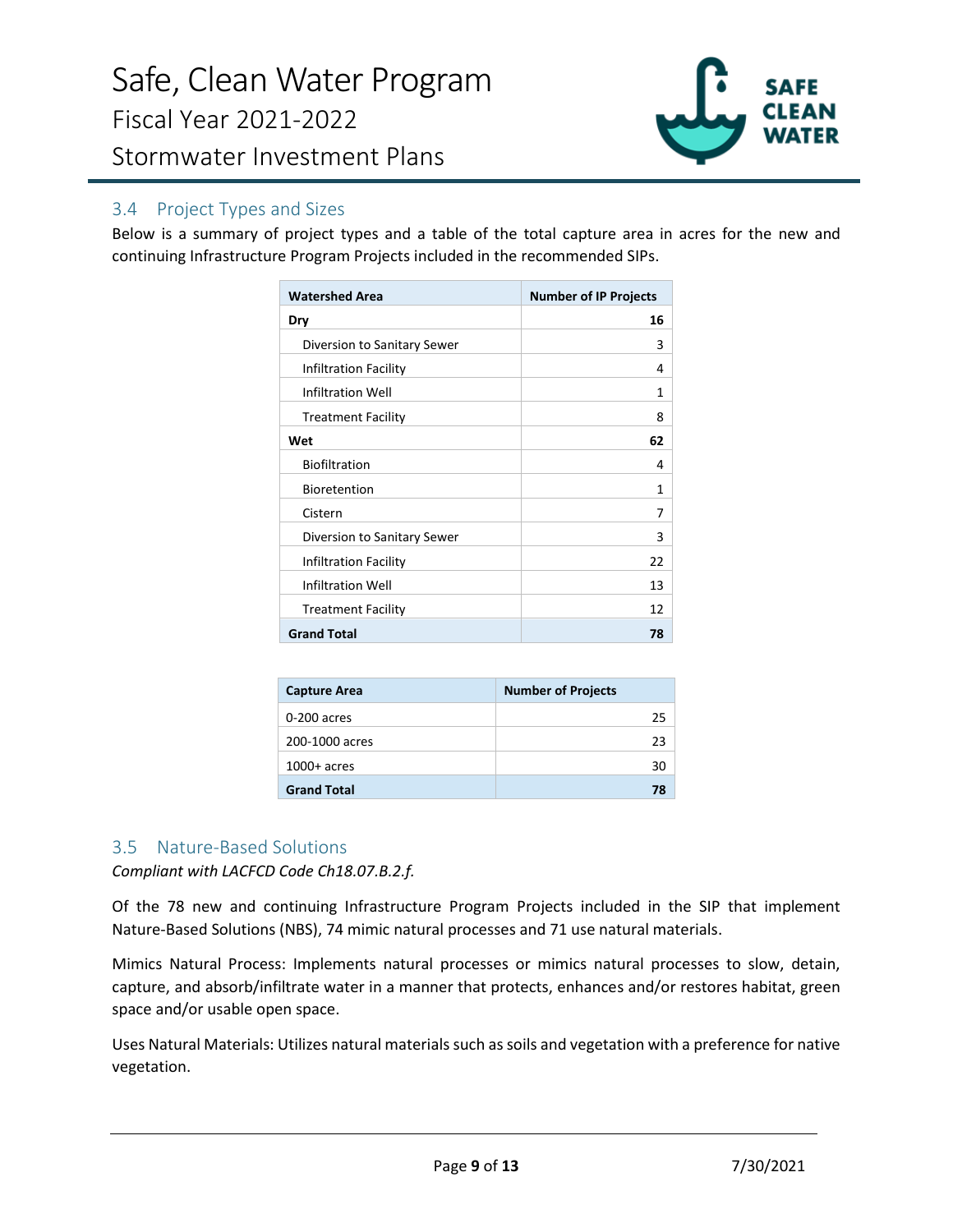## 3.4 Project Types and Sizes

Below is a summary of project types and a table of the total capture area in acres for the new and continuing Infrastructure Program Projects included in the recommended SIPs.

| Watershed Area | Number of IP Projects |
|---|---|
| **Dry** | **16** |
| Diversion to Sanitary Sewer | 3 |
| Infiltration Facility | 4 |
| Infiltration Well | 1 |
| Treatment Facility | 8 |
| **Wet** | **62** |
| Biofiltration | 4 |
| Bioretention | 1 |
| Cistern | 7 |
| Diversion to Sanitary Sewer | 3 |
| Infiltration Facility | 22 |
| Infiltration Well | 13 |
| Treatment Facility | 12 |
| **Grand Total** | **78** |

| Capture Area | Number of Projects |
|---|---|
| 0-200 acres | 25 |
| 200-1000 acres | 23 |
| 1000+ acres | 30 |
| **Grand Total** | **78** |

## 3.5 Nature-Based Solutions

*Compliant with LACFCD Code Ch18.07.B.2.f.*

Of the 78 new and continuing Infrastructure Program Projects included in the SIP that implement Nature-Based Solutions (NBS), 74 mimic natural processes and 71 use natural materials.

Mimics Natural Process: Implements natural processes or mimics natural processes to slow, detain, capture, and absorb/infiltrate water in a manner that protects, enhances and/or restores habitat, green space and/or usable open space.

Uses Natural Materials: Utilizes natural materials such as soils and vegetation with a preference for native vegetation.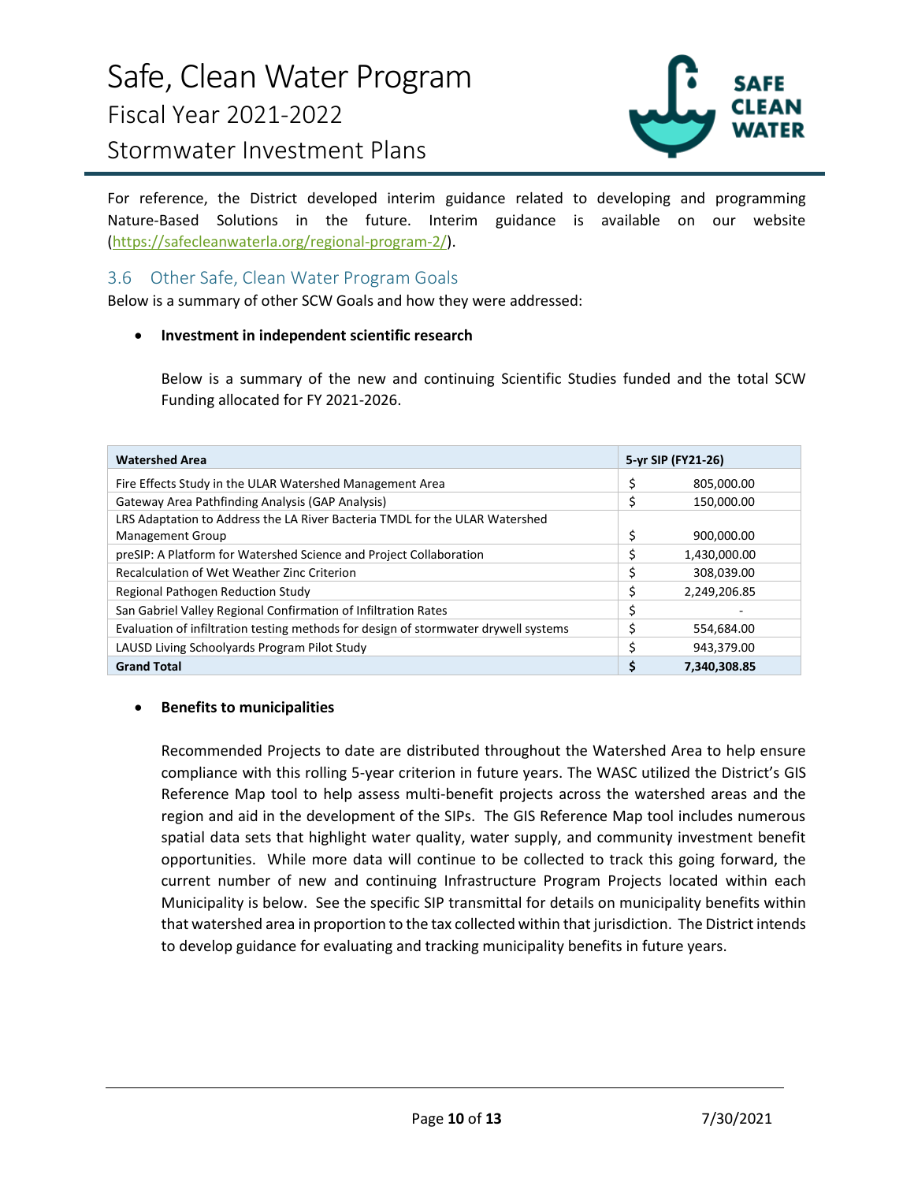For reference, the District developed interim guidance related to developing and programming Nature-Based Solutions in the future. Interim guidance is available on our website (https://safecleanwaterla.org/regional-program-2/).

### 3.6 Other Safe, Clean Water Program Goals

Below is a summary of other SCW Goals and how they were addressed:

- **Investment in independent scientific research**

  Below is a summary of the new and continuing Scientific Studies funded and the total SCW Funding allocated for FY 2021-2026.

| Watershed Area | 5-yr SIP (FY21-26) |
|---|---|
| Fire Effects Study in the ULAR Watershed Management Area | $ 805,000.00 |
| Gateway Area Pathfinding Analysis (GAP Analysis) | $ 150,000.00 |
| LRS Adaptation to Address the LA River Bacteria TMDL for the ULAR Watershed Management Group | $ 900,000.00 |
| preSIP: A Platform for Watershed Science and Project Collaboration | $ 1,430,000.00 |
| Recalculation of Wet Weather Zinc Criterion | $ 308,039.00 |
| Regional Pathogen Reduction Study | $ 2,249,206.85 |
| San Gabriel Valley Regional Confirmation of Infiltration Rates | $ - |
| Evaluation of infiltration testing methods for design of stormwater drywell systems | $ 554,684.00 |
| LAUSD Living Schoolyards Program Pilot Study | $ 943,379.00 |
| **Grand Total** | **$ 7,340,308.85** |

- **Benefits to municipalities**

  Recommended Projects to date are distributed throughout the Watershed Area to help ensure compliance with this rolling 5-year criterion in future years. The WASC utilized the District's GIS Reference Map tool to help assess multi-benefit projects across the watershed areas and the region and aid in the development of the SIPs. The GIS Reference Map tool includes numerous spatial data sets that highlight water quality, water supply, and community investment benefit opportunities. While more data will continue to be collected to track this going forward, the current number of new and continuing Infrastructure Program Projects located within each Municipality is below. See the specific SIP transmittal for details on municipality benefits within that watershed area in proportion to the tax collected within that jurisdiction. The District intends to develop guidance for evaluating and tracking municipality benefits in future years.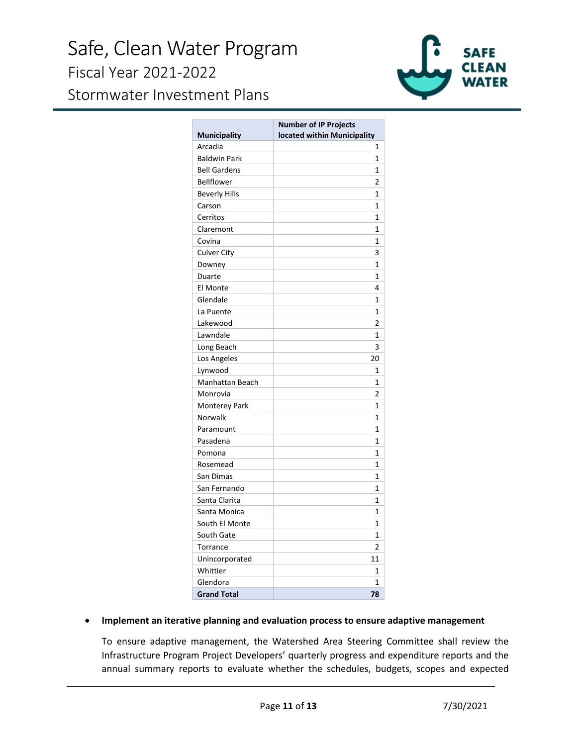| Municipality | Number of IP Projects located within Municipality |
|---|---|
| Arcadia | 1 |
| Baldwin Park | 1 |
| Bell Gardens | 1 |
| Bellflower | 2 |
| Beverly Hills | 1 |
| Carson | 1 |
| Cerritos | 1 |
| Claremont | 1 |
| Covina | 1 |
| Culver City | 3 |
| Downey | 1 |
| Duarte | 1 |
| El Monte | 4 |
| Glendale | 1 |
| La Puente | 1 |
| Lakewood | 2 |
| Lawndale | 1 |
| Long Beach | 3 |
| Los Angeles | 20 |
| Lynwood | 1 |
| Manhattan Beach | 1 |
| Monrovia | 2 |
| Monterey Park | 1 |
| Norwalk | 1 |
| Paramount | 1 |
| Pasadena | 1 |
| Pomona | 1 |
| Rosemead | 1 |
| San Dimas | 1 |
| San Fernando | 1 |
| Santa Clarita | 1 |
| Santa Monica | 1 |
| South El Monte | 1 |
| South Gate | 1 |
| Torrance | 2 |
| Unincorporated | 11 |
| Whittier | 1 |
| Glendora | 1 |
| **Grand Total** | **78** |

- **Implement an iterative planning and evaluation process to ensure adaptive management**

  To ensure adaptive management, the Watershed Area Steering Committee shall review the Infrastructure Program Project Developers' quarterly progress and expenditure reports and the annual summary reports to evaluate whether the schedules, budgets, scopes and expected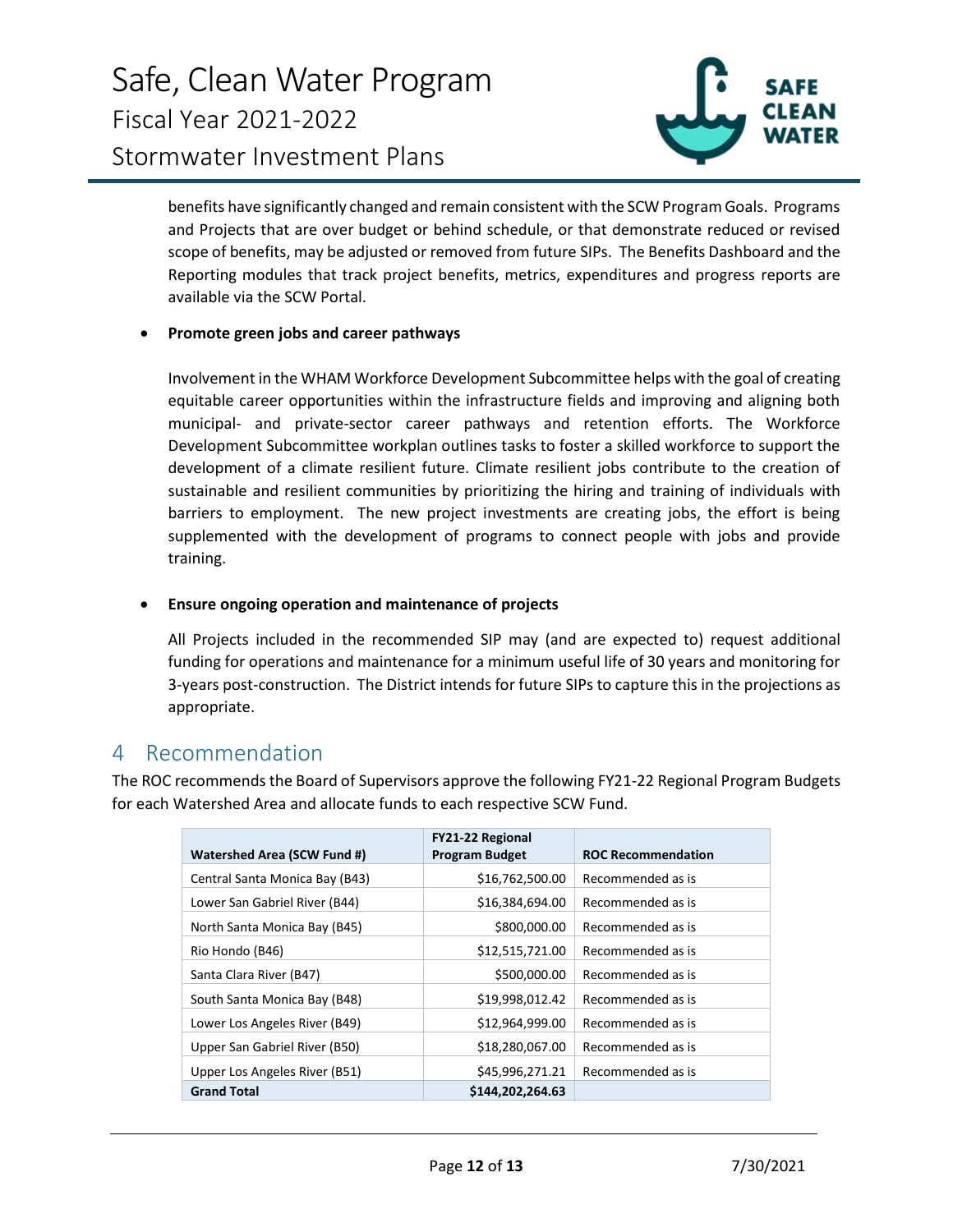benefits have significantly changed and remain consistent with the SCW Program Goals. Programs and Projects that are over budget or behind schedule, or that demonstrate reduced or revised scope of benefits, may be adjusted or removed from future SIPs. The Benefits Dashboard and the Reporting modules that track project benefits, metrics, expenditures and progress reports are available via the SCW Portal.

- **Promote green jobs and career pathways**

  Involvement in the WHAM Workforce Development Subcommittee helps with the goal of creating equitable career opportunities within the infrastructure fields and improving and aligning both municipal- and private-sector career pathways and retention efforts. The Workforce Development Subcommittee workplan outlines tasks to foster a skilled workforce to support the development of a climate resilient future. Climate resilient jobs contribute to the creation of sustainable and resilient communities by prioritizing the hiring and training of individuals with barriers to employment. The new project investments are creating jobs, the effort is being supplemented with the development of programs to connect people with jobs and provide training.

- **Ensure ongoing operation and maintenance of projects**

  All Projects included in the recommended SIP may (and are expected to) request additional funding for operations and maintenance for a minimum useful life of 30 years and monitoring for 3-years post-construction. The District intends for future SIPs to capture this in the projections as appropriate.

# 4 Recommendation

The ROC recommends the Board of Supervisors approve the following FY21-22 Regional Program Budgets for each Watershed Area and allocate funds to each respective SCW Fund.

| Watershed Area (SCW Fund #) | FY21-22 Regional Program Budget | ROC Recommendation |
|---|---|---|
| Central Santa Monica Bay (B43) | $16,762,500.00 | Recommended as is |
| Lower San Gabriel River (B44) | $16,384,694.00 | Recommended as is |
| North Santa Monica Bay (B45) | $800,000.00 | Recommended as is |
| Rio Hondo (B46) | $12,515,721.00 | Recommended as is |
| Santa Clara River (B47) | $500,000.00 | Recommended as is |
| South Santa Monica Bay (B48) | $19,998,012.42 | Recommended as is |
| Lower Los Angeles River (B49) | $12,964,999.00 | Recommended as is |
| Upper San Gabriel River (B50) | $18,280,067.00 | Recommended as is |
| Upper Los Angeles River (B51) | $45,996,271.21 | Recommended as is |
| **Grand Total** | **$144,202,264.63** | |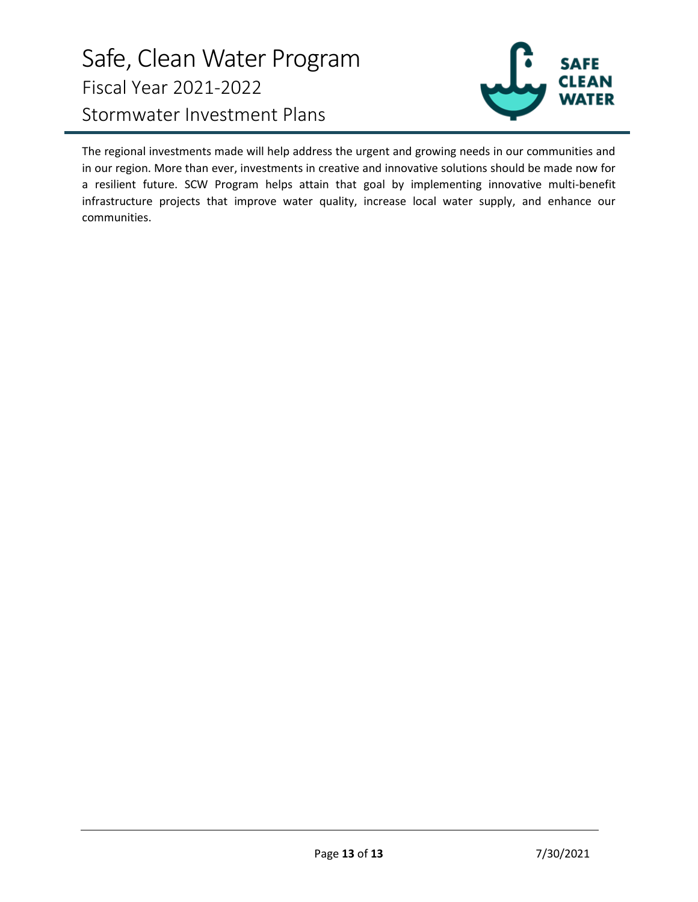The regional investments made will help address the urgent and growing needs in our communities and in our region. More than ever, investments in creative and innovative solutions should be made now for a resilient future. SCW Program helps attain that goal by implementing innovative multi-benefit infrastructure projects that improve water quality, increase local water supply, and enhance our communities.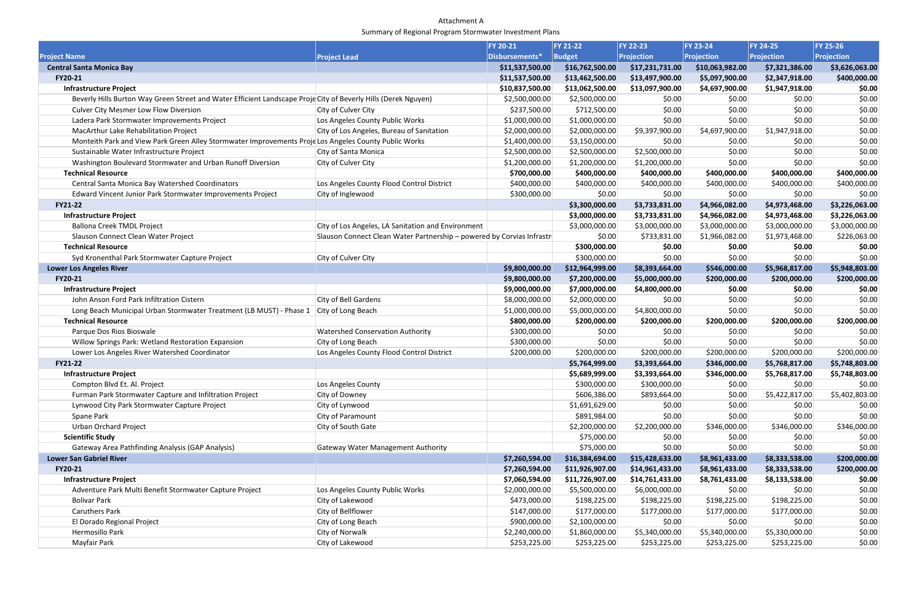Attachment A

Summary of Regional Program Stormwater Investment Plans

| Project Name | Project Lead | FY 20-21 Disbursements* | FY 21-22 Budget | FY 22-23 Projection | FY 23-24 Projection | FY 24-25 Projection | FY 25-26 Projection |
|---|---|---|---|---|---|---|---|
| **Central Santa Monica Bay** | | **$11,537,500.00** | **$16,762,500.00** | **$17,231,731.00** | **$10,063,982.00** | **$7,321,386.00** | **$3,626,063.00** |
| **FY20-21** | | **$11,537,500.00** | **$13,462,500.00** | **$13,497,900.00** | **$5,097,900.00** | **$2,347,918.00** | **$400,000.00** |
| **Infrastructure Project** | | **$10,837,500.00** | **$13,062,500.00** | **$13,097,900.00** | **$4,697,900.00** | **$1,947,918.00** | **$0.00** |
| Beverly Hills Burton Way Green Street and Water Efficient Landscape Proje | City of Beverly Hills (Derek Nguyen) | $2,500,000.00 | $2,500,000.00 | $0.00 | $0.00 | $0.00 | $0.00 |
| Culver City Mesmer Low Flow Diversion | City of Culver City | $237,500.00 | $712,500.00 | $0.00 | $0.00 | $0.00 | $0.00 |
| Ladera Park Stormwater Improvements Project | Los Angeles County Public Works | $1,000,000.00 | $1,000,000.00 | $0.00 | $0.00 | $0.00 | $0.00 |
| MacArthur Lake Rehabilitation Project | City of Los Angeles, Bureau of Sanitation | $2,000,000.00 | $2,000,000.00 | $9,397,900.00 | $4,697,900.00 | $1,947,918.00 | $0.00 |
| Monteith Park and View Park Green Alley Stormwater Improvements Proje | Los Angeles County Public Works | $1,400,000.00 | $3,150,000.00 | $0.00 | $0.00 | $0.00 | $0.00 |
| Sustainable Water Infrastructure Project | City of Santa Monica | $2,500,000.00 | $2,500,000.00 | $2,500,000.00 | $0.00 | $0.00 | $0.00 |
| Washington Boulevard Stormwater and Urban Runoff Diversion | City of Culver City | $1,200,000.00 | $1,200,000.00 | $1,200,000.00 | $0.00 | $0.00 | $0.00 |
| **Technical Resource** | | **$700,000.00** | **$400,000.00** | **$400,000.00** | **$400,000.00** | **$400,000.00** | **$400,000.00** |
| Central Santa Monica Bay Watershed Coordinators | Los Angeles County Flood Control District | $400,000.00 | $400,000.00 | $400,000.00 | $400,000.00 | $400,000.00 | $400,000.00 |
| Edward Vincent Junior Park Stormwater Improvements Project | City of Inglewood | $300,000.00 | $0.00 | $0.00 | $0.00 | $0.00 | $0.00 |
| **FY21-22** | | | **$3,300,000.00** | **$3,733,831.00** | **$4,966,082.00** | **$4,973,468.00** | **$3,226,063.00** |
| **Infrastructure Project** | | | **$3,000,000.00** | **$3,733,831.00** | **$4,966,082.00** | **$4,973,468.00** | **$3,226,063.00** |
| Ballona Creek TMDL Project | City of Los Angeles, LA Sanitation and Environment | | $3,000,000.00 | $3,000,000.00 | $3,000,000.00 | $3,000,000.00 | $3,000,000.00 |
| Slauson Connect Clean Water Project | Slauson Connect Clean Water Partnership – powered by Corvias Infrastr | | $0.00 | $733,831.00 | $1,966,082.00 | $1,973,468.00 | $226,063.00 |
| **Technical Resource** | | | **$300,000.00** | **$0.00** | **$0.00** | **$0.00** | **$0.00** |
| Syd Kronenthal Park Stormwater Capture Project | City of Culver City | | $300,000.00 | $0.00 | $0.00 | $0.00 | $0.00 |
| **Lower Los Angeles River** | | **$9,800,000.00** | **$12,964,999.00** | **$8,393,664.00** | **$546,000.00** | **$5,968,817.00** | **$5,948,803.00** |
| **FY20-21** | | **$9,800,000.00** | **$7,200,000.00** | **$5,000,000.00** | **$200,000.00** | **$200,000.00** | **$200,000.00** |
| **Infrastructure Project** | | **$9,000,000.00** | **$7,000,000.00** | **$4,800,000.00** | **$0.00** | **$0.00** | **$0.00** |
| John Anson Ford Park Infiltration Cistern | City of Bell Gardens | $8,000,000.00 | $2,000,000.00 | $0.00 | $0.00 | $0.00 | $0.00 |
| Long Beach Municipal Urban Stormwater Treatment (LB MUST) - Phase 1 | City of Long Beach | $1,000,000.00 | $5,000,000.00 | $4,800,000.00 | $0.00 | $0.00 | $0.00 |
| **Technical Resource** | | **$800,000.00** | **$200,000.00** | **$200,000.00** | **$200,000.00** | **$200,000.00** | **$200,000.00** |
| Parque Dos Rios Bioswale | Watershed Conservation Authority | $300,000.00 | $0.00 | $0.00 | $0.00 | $0.00 | $0.00 |
| Willow Springs Park: Wetland Restoration Expansion | City of Long Beach | $300,000.00 | $0.00 | $0.00 | $0.00 | $0.00 | $0.00 |
| Lower Los Angeles River Watershed Coordinator | Los Angeles County Flood Control District | $200,000.00 | $200,000.00 | $200,000.00 | $200,000.00 | $200,000.00 | $200,000.00 |
| **FY21-22** | | | **$5,764,999.00** | **$3,393,664.00** | **$346,000.00** | **$5,768,817.00** | **$5,748,803.00** |
| **Infrastructure Project** | | | **$5,689,999.00** | **$3,393,664.00** | **$346,000.00** | **$5,768,817.00** | **$5,748,803.00** |
| Compton Blvd Et. Al. Project | Los Angeles County | | $300,000.00 | $300,000.00 | $0.00 | $0.00 | $0.00 |
| Furman Park Stormwater Capture and Infiltration Project | City of Downey | | $606,386.00 | $893,664.00 | $0.00 | $5,422,817.00 | $5,402,803.00 |
| Lynwood City Park Stormwater Capture Project | City of Lynwood | | $1,691,629.00 | $0.00 | $0.00 | $0.00 | $0.00 |
| Spane Park | City of Paramount | | $891,984.00 | $0.00 | $0.00 | $0.00 | $0.00 |
| Urban Orchard Project | City of South Gate | | $2,200,000.00 | $2,200,000.00 | $346,000.00 | $346,000.00 | $346,000.00 |
| **Scientific Study** | | | **$75,000.00** | **$0.00** | **$0.00** | **$0.00** | **$0.00** |
| Gateway Area Pathfinding Analysis (GAP Analysis) | Gateway Water Management Authority | | $75,000.00 | $0.00 | $0.00 | $0.00 | $0.00 |
| **Lower San Gabriel River** | | **$7,260,594.00** | **$16,384,694.00** | **$15,428,633.00** | **$8,961,433.00** | **$8,333,538.00** | **$200,000.00** |
| **FY20-21** | | **$7,260,594.00** | **$11,926,907.00** | **$14,961,433.00** | **$8,961,433.00** | **$8,333,538.00** | **$200,000.00** |
| **Infrastructure Project** | | **$7,060,594.00** | **$11,726,907.00** | **$14,761,433.00** | **$8,761,433.00** | **$8,133,538.00** | **$0.00** |
| Adventure Park Multi Benefit Stormwater Capture Project | Los Angeles County Public Works | $2,000,000.00 | $5,500,000.00 | $6,000,000.00 | $0.00 | $0.00 | $0.00 |
| Bolivar Park | City of Lakewood | $473,000.00 | $198,225.00 | $198,225.00 | $198,225.00 | $198,225.00 | $0.00 |
| Caruthers Park | City of Bellflower | $147,000.00 | $177,000.00 | $177,000.00 | $177,000.00 | $177,000.00 | $0.00 |
| El Dorado Regional Project | City of Long Beach | $900,000.00 | $2,100,000.00 | $0.00 | $0.00 | $0.00 | $0.00 |
| Hermosillo Park | City of Norwalk | $2,240,000.00 | $1,860,000.00 | $5,340,000.00 | $5,340,000.00 | $5,330,000.00 | $0.00 |
| Mayfair Park | City of Lakewood | $253,225.00 | $253,225.00 | $253,225.00 | $253,225.00 | $253,225.00 | $0.00 |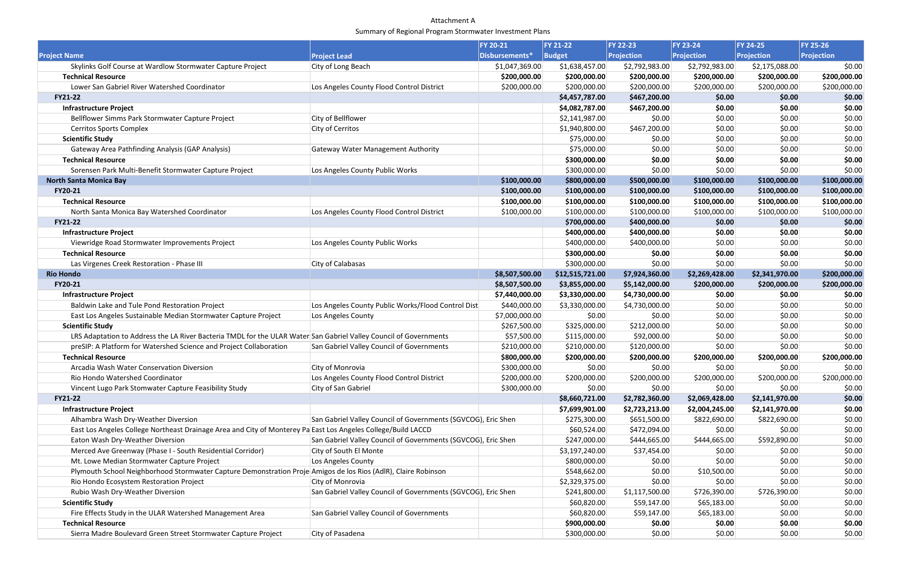Attachment A

Summary of Regional Program Stormwater Investment Plans

| Project Name | Project Lead | FY 20-21 Disbursements* | FY 21-22 Budget | FY 22-23 Projection | FY 23-24 Projection | FY 24-25 Projection | FY 25-26 Projection |
|---|---|---|---|---|---|---|---|
| Skylinks Golf Course at Wardlow Stormwater Capture Project | City of Long Beach | $1,047,369.00 | $1,638,457.00 | $2,792,983.00 | $2,792,983.00 | $2,175,088.00 | $0.00 |
| **Technical Resource** | | **$200,000.00** | **$200,000.00** | **$200,000.00** | **$200,000.00** | **$200,000.00** | **$200,000.00** |
| Lower San Gabriel River Watershed Coordinator | Los Angeles County Flood Control District | $200,000.00 | $200,000.00 | $200,000.00 | $200,000.00 | $200,000.00 | $200,000.00 |
| **FY21-22** | | | **$4,457,787.00** | **$467,200.00** | **$0.00** | **$0.00** | **$0.00** |
| **Infrastructure Project** | | | **$4,082,787.00** | **$467,200.00** | **$0.00** | **$0.00** | **$0.00** |
| Bellflower Simms Park Stormwater Capture Project | City of Bellflower | | $2,141,987.00 | $0.00 | $0.00 | $0.00 | $0.00 |
| Cerritos Sports Complex | City of Cerritos | | $1,940,800.00 | $467,200.00 | $0.00 | $0.00 | $0.00 |
| **Scientific Study** | | | $75,000.00 | $0.00 | $0.00 | $0.00 | $0.00 |
| Gateway Area Pathfinding Analysis (GAP Analysis) | Gateway Water Management Authority | | $75,000.00 | $0.00 | $0.00 | $0.00 | $0.00 |
| **Technical Resource** | | | **$300,000.00** | **$0.00** | **$0.00** | **$0.00** | **$0.00** |
| Sorensen Park Multi-Benefit Stormwater Capture Project | Los Angeles County Public Works | | $300,000.00 | $0.00 | $0.00 | $0.00 | $0.00 |
| **North Santa Monica Bay** | | **$100,000.00** | **$800,000.00** | **$500,000.00** | **$100,000.00** | **$100,000.00** | **$100,000.00** |
| **FY20-21** | | **$100,000.00** | **$100,000.00** | **$100,000.00** | **$100,000.00** | **$100,000.00** | **$100,000.00** |
| **Technical Resource** | | **$100,000.00** | **$100,000.00** | **$100,000.00** | **$100,000.00** | **$100,000.00** | **$100,000.00** |
| North Santa Monica Bay Watershed Coordinator | Los Angeles County Flood Control District | $100,000.00 | $100,000.00 | $100,000.00 | $100,000.00 | $100,000.00 | $100,000.00 |
| **FY21-22** | | | **$700,000.00** | **$400,000.00** | **$0.00** | **$0.00** | **$0.00** |
| **Infrastructure Project** | | | **$400,000.00** | **$400,000.00** | **$0.00** | **$0.00** | **$0.00** |
| Viewridge Road Stormwater Improvements Project | Los Angeles County Public Works | | $400,000.00 | $400,000.00 | $0.00 | $0.00 | $0.00 |
| **Technical Resource** | | | **$300,000.00** | **$0.00** | **$0.00** | **$0.00** | **$0.00** |
| Las Virgenes Creek Restoration - Phase III | City of Calabasas | | $300,000.00 | $0.00 | $0.00 | $0.00 | $0.00 |
| **Rio Hondo** | | **$8,507,500.00** | **$12,515,721.00** | **$7,924,360.00** | **$2,269,428.00** | **$2,341,970.00** | **$200,000.00** |
| **FY20-21** | | **$8,507,500.00** | **$3,855,000.00** | **$5,142,000.00** | **$200,000.00** | **$200,000.00** | **$200,000.00** |
| **Infrastructure Project** | | **$7,440,000.00** | **$3,330,000.00** | **$4,730,000.00** | **$0.00** | **$0.00** | **$0.00** |
| Baldwin Lake and Tule Pond Restoration Project | Los Angeles County Public Works/Flood Control Dist | $440,000.00 | $3,330,000.00 | $4,730,000.00 | $0.00 | $0.00 | $0.00 |
| East Los Angeles Sustainable Median Stormwater Capture Project | Los Angeles County | $7,000,000.00 | $0.00 | $0.00 | $0.00 | $0.00 | $0.00 |
| **Scientific Study** | | $267,500.00 | $325,000.00 | $212,000.00 | $0.00 | $0.00 | $0.00 |
| LRS Adaptation to Address the LA River Bacteria TMDL for the ULAR Water | San Gabriel Valley Council of Governments | $57,500.00 | $115,000.00 | $92,000.00 | $0.00 | $0.00 | $0.00 |
| preSIP: A Platform for Watershed Science and Project Collaboration | San Gabriel Valley Council of Governments | $210,000.00 | $210,000.00 | $120,000.00 | $0.00 | $0.00 | $0.00 |
| **Technical Resource** | | **$800,000.00** | **$200,000.00** | **$200,000.00** | **$200,000.00** | **$200,000.00** | **$200,000.00** |
| Arcadia Wash Water Conservation Diversion | City of Monrovia | $300,000.00 | $0.00 | $0.00 | $0.00 | $0.00 | $0.00 |
| Rio Hondo Watershed Coordinator | Los Angeles County Flood Control District | $200,000.00 | $200,000.00 | $200,000.00 | $200,000.00 | $200,000.00 | $200,000.00 |
| Vincent Lugo Park Stomwater Capture Feasibility Study | City of San Gabriel | $300,000.00 | $0.00 | $0.00 | $0.00 | $0.00 | $0.00 |
| **FY21-22** | | | **$8,660,721.00** | **$2,782,360.00** | **$2,069,428.00** | **$2,141,970.00** | **$0.00** |
| **Infrastructure Project** | | | **$7,699,901.00** | **$2,723,213.00** | **$2,004,245.00** | **$2,141,970.00** | **$0.00** |
| Alhambra Wash Dry-Weather Diversion | San Gabriel Valley Council of Governments (SGVCOG), Eric Shen | | $275,300.00 | $651,500.00 | $822,690.00 | $822,690.00 | $0.00 |
| East Los Angeles College Northeast Drainage Area and City of Monterey Pa | East Los Angeles College/Build LACCD | | $60,524.00 | $472,094.00 | $0.00 | $0.00 | $0.00 |
| Eaton Wash Dry-Weather Diversion | San Gabriel Valley Council of Governments (SGVCOG), Eric Shen | | $247,000.00 | $444,665.00 | $444,665.00 | $592,890.00 | $0.00 |
| Merced Ave Greenway (Phase I - South Residential Corridor) | City of South El Monte | | $3,197,240.00 | $37,454.00 | $0.00 | $0.00 | $0.00 |
| Mt. Lowe Median Stormwater Capture Project | Los Angeles County | | $800,000.00 | $0.00 | $0.00 | $0.00 | $0.00 |
| Plymouth School Neighborhood Stormwater Capture Demonstration Proje | Amigos de los Rios (AdlR), Claire Robinson | | $548,662.00 | $0.00 | $10,500.00 | $0.00 | $0.00 |
| Rio Hondo Ecosystem Restoration Project | City of Monrovia | | $2,329,375.00 | $0.00 | $0.00 | $0.00 | $0.00 |
| Rubio Wash Dry-Weather Diversion | San Gabriel Valley Council of Governments (SGVCOG), Eric Shen | | $241,800.00 | $1,117,500.00 | $726,390.00 | $726,390.00 | $0.00 |
| **Scientific Study** | | | $60,820.00 | $59,147.00 | $65,183.00 | $0.00 | $0.00 |
| Fire Effects Study in the ULAR Watershed Management Area | San Gabriel Valley Council of Governments | | $60,820.00 | $59,147.00 | $65,183.00 | $0.00 | $0.00 |
| **Technical Resource** | | | **$900,000.00** | **$0.00** | **$0.00** | **$0.00** | **$0.00** |
| Sierra Madre Boulevard Green Street Stormwater Capture Project | City of Pasadena | | $300,000.00 | $0.00 | $0.00 | $0.00 | $0.00 |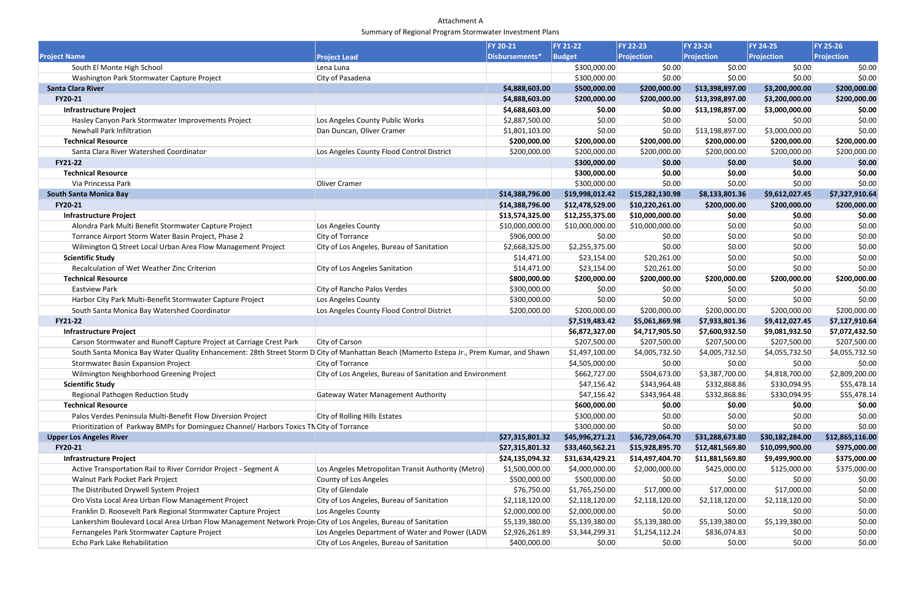Attachment A

Summary of Regional Program Stormwater Investment Plans

| Project Name | Project Lead | FY 20-21 Disbursements* | FY 21-22 Budget | FY 22-23 Projection | FY 23-24 Projection | FY 24-25 Projection | FY 25-26 Projection |
|---|---|---|---|---|---|---|---|
| South El Monte High School | Lena Luna | | $300,000.00 | $0.00 | $0.00 | $0.00 | $0.00 |
| Washington Park Stormwater Capture Project | City of Pasadena | | $300,000.00 | $0.00 | $0.00 | $0.00 | $0.00 |
| **Santa Clara River** | | **$4,888,603.00** | **$500,000.00** | **$200,000.00** | **$13,398,897.00** | **$3,200,000.00** | **$200,000.00** |
| **FY20-21** | | **$4,888,603.00** | **$200,000.00** | **$200,000.00** | **$13,398,897.00** | **$3,200,000.00** | **$200,000.00** |
| **Infrastructure Project** | | **$4,688,603.00** | **$0.00** | **$0.00** | **$13,198,897.00** | **$3,000,000.00** | **$0.00** |
| Hasley Canyon Park Stormwater Improvements Project | Los Angeles County Public Works | $2,887,500.00 | $0.00 | $0.00 | $0.00 | $0.00 | $0.00 |
| Newhall Park Infiltration | Dan Duncan, Oliver Cramer | $1,801,103.00 | $0.00 | $0.00 | $13,198,897.00 | $3,000,000.00 | $0.00 |
| **Technical Resource** | | **$200,000.00** | **$200,000.00** | **$200,000.00** | **$200,000.00** | **$200,000.00** | **$200,000.00** |
| Santa Clara River Watershed Coordinator | Los Angeles County Flood Control District | $200,000.00 | $200,000.00 | $200,000.00 | $200,000.00 | $200,000.00 | $200,000.00 |
| **FY21-22** | | | **$300,000.00** | **$0.00** | **$0.00** | **$0.00** | **$0.00** |
| **Technical Resource** | | | **$300,000.00** | **$0.00** | **$0.00** | **$0.00** | **$0.00** |
| Via Princessa Park | Oliver Cramer | | $300,000.00 | $0.00 | $0.00 | $0.00 | $0.00 |
| **South Santa Monica Bay** | | **$14,388,796.00** | **$19,998,012.42** | **$15,282,130.98** | **$8,133,801.36** | **$9,612,027.45** | **$7,327,910.64** |
| **FY20-21** | | **$14,388,796.00** | **$12,478,529.00** | **$10,220,261.00** | **$200,000.00** | **$200,000.00** | **$200,000.00** |
| **Infrastructure Project** | | **$13,574,325.00** | **$12,255,375.00** | **$10,000,000.00** | **$0.00** | **$0.00** | **$0.00** |
| Alondra Park Multi Benefit Stormwater Capture Project | Los Angeles County | $10,000,000.00 | $10,000,000.00 | $10,000,000.00 | $0.00 | $0.00 | $0.00 |
| Torrance Airport Storm Water Basin Project, Phase 2 | City of Torrance | $906,000.00 | $0.00 | $0.00 | $0.00 | $0.00 | $0.00 |
| Wilmington Q Street Local Urban Area Flow Management Project | City of Los Angeles, Bureau of Sanitation | $2,668,325.00 | $2,255,375.00 | $0.00 | $0.00 | $0.00 | $0.00 |
| **Scientific Study** | | **$14,471.00** | **$23,154.00** | **$20,261.00** | **$0.00** | **$0.00** | **$0.00** |
| Recalculation of Wet Weather Zinc Criterion | City of Los Angeles Sanitation | $14,471.00 | $23,154.00 | $20,261.00 | $0.00 | $0.00 | $0.00 |
| **Technical Resource** | | **$800,000.00** | **$200,000.00** | **$200,000.00** | **$200,000.00** | **$200,000.00** | **$200,000.00** |
| Eastview Park | City of Rancho Palos Verdes | $300,000.00 | $0.00 | $0.00 | $0.00 | $0.00 | $0.00 |
| Harbor City Park Multi-Benefit Stormwater Capture Project | Los Angeles County | $300,000.00 | $0.00 | $0.00 | $0.00 | $0.00 | $0.00 |
| South Santa Monica Bay Watershed Coordinator | Los Angeles County Flood Control District | $200,000.00 | $200,000.00 | $200,000.00 | $200,000.00 | $200,000.00 | $200,000.00 |
| **FY21-22** | | | **$7,519,483.42** | **$5,061,869.98** | **$7,933,801.36** | **$9,412,027.45** | **$7,127,910.64** |
| **Infrastructure Project** | | | **$6,872,327.00** | **$4,717,905.50** | **$7,600,932.50** | **$9,081,932.50** | **$7,072,432.50** |
| Carson Stormwater and Runoff Capture Project at Carriage Crest Park | City of Carson | | $207,500.00 | $207,500.00 | $207,500.00 | $207,500.00 | $207,500.00 |
| South Santa Monica Bay Water Quality Enhancement: 28th Street Storm D | City of Manhattan Beach (Mamerto Estepa Jr., Prem Kumar, and Shawn | | $1,497,100.00 | $4,005,732.50 | $4,005,732.50 | $4,055,732.50 | $4,055,732.50 |
| Stormwater Basin Expansion Project | City of Torrance | | $4,505,000.00 | $0.00 | $0.00 | $0.00 | $0.00 |
| Wilmington Neighborhood Greening Project | City of Los Angeles, Bureau of Sanitation and Environment | | $662,727.00 | $504,673.00 | $3,387,700.00 | $4,818,700.00 | $2,809,200.00 |
| **Scientific Study** | | | **$47,156.42** | **$343,964.48** | **$332,868.86** | **$330,094.95** | **$55,478.14** |
| Regional Pathogen Reduction Study | Gateway Water Management Authority | | $47,156.42 | $343,964.48 | $332,868.86 | $330,094.95 | $55,478.14 |
| **Technical Resource** | | | **$600,000.00** | **$0.00** | **$0.00** | **$0.00** | **$0.00** |
| Palos Verdes Peninsula Multi-Benefit Flow Diversion Project | City of Rolling Hills Estates | | $300,000.00 | $0.00 | $0.00 | $0.00 | $0.00 |
| Prioritization of Parkway BMPs for Dominguez Channel/ Harbors Toxics TN | City of Torrance | | $300,000.00 | $0.00 | $0.00 | $0.00 | $0.00 |
| **Upper Los Angeles River** | | **$27,315,801.32** | **$45,996,271.21** | **$36,729,064.70** | **$31,288,673.80** | **$30,182,284.00** | **$12,865,116.00** |
| **FY20-21** | | **$27,315,801.32** | **$33,460,562.21** | **$15,928,895.70** | **$12,481,569.80** | **$10,099,900.00** | **$975,000.00** |
| **Infrastructure Project** | | **$24,135,094.32** | **$31,634,429.21** | **$14,497,404.70** | **$11,881,569.80** | **$9,499,900.00** | **$375,000.00** |
| Active Transportation Rail to River Corridor Project - Segment A | Los Angeles Metropolitan Transit Authority (Metro) | $1,500,000.00 | $4,000,000.00 | $2,000,000.00 | $425,000.00 | $125,000.00 | $375,000.00 |
| Walnut Park Pocket Park Project | County of Los Angeles | $500,000.00 | $500,000.00 | $0.00 | $0.00 | $0.00 | $0.00 |
| The Distributed Drywell System Project | City of Glendale | $76,750.00 | $1,765,250.00 | $17,000.00 | $17,000.00 | $17,000.00 | $0.00 |
| Oro Vista Local Area Urban Flow Management Project | City of Los Angeles, Bureau of Sanitation | $2,118,120.00 | $2,118,120.00 | $2,118,120.00 | $2,118,120.00 | $2,118,120.00 | $0.00 |
| Franklin D. Roosevelt Park Regional Stormwater Capture Project | Los Angeles County | $2,000,000.00 | $2,000,000.00 | $0.00 | $0.00 | $0.00 | $0.00 |
| Lankershim Boulevard Local Area Urban Flow Management Network Proje | City of Los Angeles, Bureau of Sanitation | $5,139,380.00 | $5,139,380.00 | $5,139,380.00 | $5,139,380.00 | $5,139,380.00 | $0.00 |
| Fernangeles Park Stormwater Capture Project | Los Angeles Department of Water and Power (LADW | $2,926,261.89 | $3,344,299.31 | $1,254,112.24 | $836,074.83 | $0.00 | $0.00 |
| Echo Park Lake Rehabilitation | City of Los Angeles, Bureau of Sanitation | $400,000.00 | $0.00 | $0.00 | $0.00 | $0.00 | $0.00 |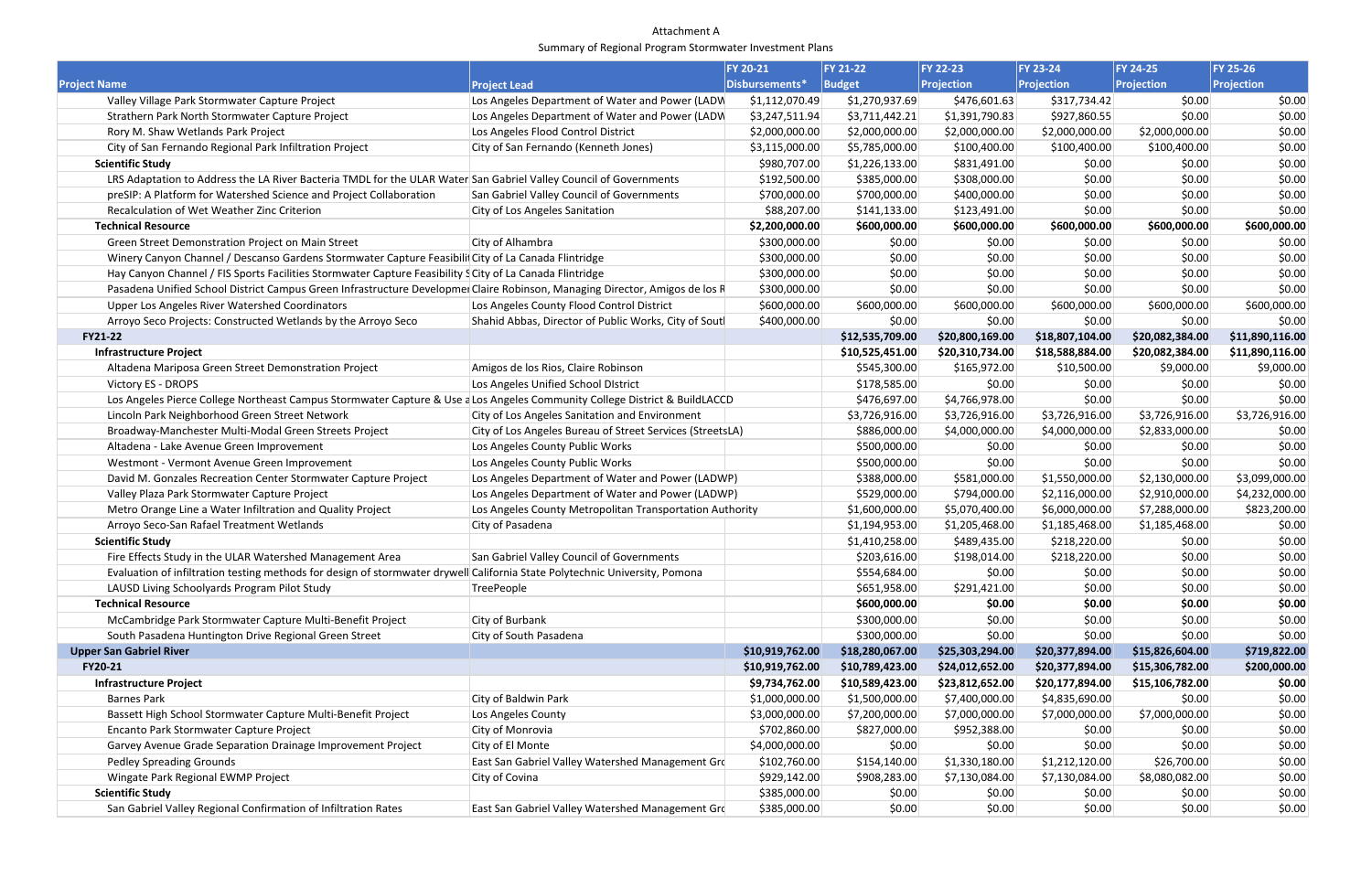Attachment A

Summary of Regional Program Stormwater Investment Plans

| Project Name | Project Lead | FY 20-21 Disbursements* | FY 21-22 Budget | FY 22-23 Projection | FY 23-24 Projection | FY 24-25 Projection | FY 25-26 Projection |
|---|---|---|---|---|---|---|---|
| Valley Village Park Stormwater Capture Project | Los Angeles Department of Water and Power (LADW | $1,112,070.49 | $1,270,937.69 | $476,601.63 | $317,734.42 | $0.00 | $0.00 |
| Strathern Park North Stormwater Capture Project | Los Angeles Department of Water and Power (LADW | $3,247,511.94 | $3,711,442.21 | $1,391,790.83 | $927,860.55 | $0.00 | $0.00 |
| Rory M. Shaw Wetlands Park Project | Los Angeles Flood Control District | $2,000,000.00 | $2,000,000.00 | $2,000,000.00 | $2,000,000.00 | $2,000,000.00 | $0.00 |
| City of San Fernando Regional Park Infiltration Project | City of San Fernando (Kenneth Jones) | $3,115,000.00 | $5,785,000.00 | $100,400.00 | $100,400.00 | $100,400.00 | $0.00 |
| **Scientific Study** | | $980,707.00 | $1,226,133.00 | $831,491.00 | $0.00 | $0.00 | $0.00 |
| LRS Adaptation to Address the LA River Bacteria TMDL for the ULAR Water | San Gabriel Valley Council of Governments | $192,500.00 | $385,000.00 | $308,000.00 | $0.00 | $0.00 | $0.00 |
| preSIP: A Platform for Watershed Science and Project Collaboration | San Gabriel Valley Council of Governments | $700,000.00 | $700,000.00 | $400,000.00 | $0.00 | $0.00 | $0.00 |
| Recalculation of Wet Weather Zinc Criterion | City of Los Angeles Sanitation | $88,207.00 | $141,133.00 | $123,491.00 | $0.00 | $0.00 | $0.00 |
| **Technical Resource** | | **$2,200,000.00** | **$600,000.00** | **$600,000.00** | **$600,000.00** | **$600,000.00** | **$600,000.00** |
| Green Street Demonstration Project on Main Street | City of Alhambra | $300,000.00 | $0.00 | $0.00 | $0.00 | $0.00 | $0.00 |
| Winery Canyon Channel / Descanso Gardens Stormwater Capture Feasibili | City of La Canada Flintridge | $300,000.00 | $0.00 | $0.00 | $0.00 | $0.00 | $0.00 |
| Hay Canyon Channel / FIS Sports Facilities Stormwater Capture Feasibility S | City of La Canada Flintridge | $300,000.00 | $0.00 | $0.00 | $0.00 | $0.00 | $0.00 |
| Pasadena Unified School District Campus Green Infrastructure Developme | Claire Robinson, Managing Director, Amigos de los R | $300,000.00 | $0.00 | $0.00 | $0.00 | $0.00 | $0.00 |
| Upper Los Angeles River Watershed Coordinators | Los Angeles County Flood Control District | $600,000.00 | $600,000.00 | $600,000.00 | $600,000.00 | $600,000.00 | $600,000.00 |
| Arroyo Seco Projects: Constructed Wetlands by the Arroyo Seco | Shahid Abbas, Director of Public Works, City of Soutl | $400,000.00 | $0.00 | $0.00 | $0.00 | $0.00 | $0.00 |
| **FY21-22** | | | **$12,535,709.00** | **$20,800,169.00** | **$18,807,104.00** | **$20,082,384.00** | **$11,890,116.00** |
| **Infrastructure Project** | | | **$10,525,451.00** | **$20,310,734.00** | **$18,588,884.00** | **$20,082,384.00** | **$11,890,116.00** |
| Altadena Mariposa Green Street Demonstration Project | Amigos de los Rios, Claire Robinson | | $545,300.00 | $165,972.00 | $10,500.00 | $9,000.00 | $9,000.00 |
| Victory ES - DROPS | Los Angeles Unified School DIstrict | | $178,585.00 | $0.00 | $0.00 | $0.00 | $0.00 |
| Los Angeles Pierce College Northeast Campus Stormwater Capture & Use a | Los Angeles Community College District & BuildLACCD | | $476,697.00 | $4,766,978.00 | $0.00 | $0.00 | $0.00 |
| Lincoln Park Neighborhood Green Street Network | City of Los Angeles Sanitation and Environment | | $3,726,916.00 | $3,726,916.00 | $3,726,916.00 | $3,726,916.00 | $3,726,916.00 |
| Broadway-Manchester Multi-Modal Green Streets Project | City of Los Angeles Bureau of Street Services (StreetsLA) | | $886,000.00 | $4,000,000.00 | $4,000,000.00 | $2,833,000.00 | $0.00 |
| Altadena - Lake Avenue Green Improvement | Los Angeles County Public Works | | $500,000.00 | $0.00 | $0.00 | $0.00 | $0.00 |
| Westmont - Vermont Avenue Green Improvement | Los Angeles County Public Works | | $500,000.00 | $0.00 | $0.00 | $0.00 | $0.00 |
| David M. Gonzales Recreation Center Stormwater Capture Project | Los Angeles Department of Water and Power (LADWP) | | $388,000.00 | $581,000.00 | $1,550,000.00 | $2,130,000.00 | $3,099,000.00 |
| Valley Plaza Park Stormwater Capture Project | Los Angeles Department of Water and Power (LADWP) | | $529,000.00 | $794,000.00 | $2,116,000.00 | $2,910,000.00 | $4,232,000.00 |
| Metro Orange Line a Water Infiltration and Quality Project | Los Angeles County Metropolitan Transportation Authority | | $1,600,000.00 | $5,070,400.00 | $6,000,000.00 | $7,288,000.00 | $823,200.00 |
| Arroyo Seco-San Rafael Treatment Wetlands | City of Pasadena | | $1,194,953.00 | $1,205,468.00 | $1,185,468.00 | $1,185,468.00 | $0.00 |
| **Scientific Study** | | | $1,410,258.00 | $489,435.00 | $218,220.00 | $0.00 | $0.00 |
| Fire Effects Study in the ULAR Watershed Management Area | San Gabriel Valley Council of Governments | | $203,616.00 | $198,014.00 | $218,220.00 | $0.00 | $0.00 |
| Evaluation of infiltration testing methods for design of stormwater drywell | California State Polytechnic University, Pomona | | $554,684.00 | $0.00 | $0.00 | $0.00 | $0.00 |
| LAUSD Living Schoolyards Program Pilot Study | TreePeople | | $651,958.00 | $291,421.00 | $0.00 | $0.00 | $0.00 |
| **Technical Resource** | | | **$600,000.00** | **$0.00** | **$0.00** | **$0.00** | **$0.00** |
| McCambridge Park Stormwater Capture Multi-Benefit Project | City of Burbank | | $300,000.00 | $0.00 | $0.00 | $0.00 | $0.00 |
| South Pasadena Huntington Drive Regional Green Street | City of South Pasadena | | $300,000.00 | $0.00 | $0.00 | $0.00 | $0.00 |
| **Upper San Gabriel River** | | **$10,919,762.00** | **$18,280,067.00** | **$25,303,294.00** | **$20,377,894.00** | **$15,826,604.00** | **$719,822.00** |
| **FY20-21** | | **$10,919,762.00** | **$10,789,423.00** | **$24,012,652.00** | **$20,377,894.00** | **$15,306,782.00** | **$200,000.00** |
| **Infrastructure Project** | | **$9,734,762.00** | **$10,589,423.00** | **$23,812,652.00** | **$20,177,894.00** | **$15,106,782.00** | **$0.00** |
| Barnes Park | City of Baldwin Park | $1,000,000.00 | $1,500,000.00 | $7,400,000.00 | $4,835,690.00 | $0.00 | $0.00 |
| Bassett High School Stormwater Capture Multi-Benefit Project | Los Angeles County | $3,000,000.00 | $7,200,000.00 | $7,000,000.00 | $7,000,000.00 | $7,000,000.00 | $0.00 |
| Encanto Park Stormwater Capture Project | City of Monrovia | $702,860.00 | $827,000.00 | $952,388.00 | $0.00 | $0.00 | $0.00 |
| Garvey Avenue Grade Separation Drainage Improvement Project | City of El Monte | $4,000,000.00 | $0.00 | $0.00 | $0.00 | $0.00 | $0.00 |
| Pedley Spreading Grounds | East San Gabriel Valley Watershed Management Grc | $102,760.00 | $154,140.00 | $1,330,180.00 | $1,212,120.00 | $26,700.00 | $0.00 |
| Wingate Park Regional EWMP Project | City of Covina | $929,142.00 | $908,283.00 | $7,130,084.00 | $7,130,084.00 | $8,080,082.00 | $0.00 |
| **Scientific Study** | | $385,000.00 | $0.00 | $0.00 | $0.00 | $0.00 | $0.00 |
| San Gabriel Valley Regional Confirmation of Infiltration Rates | East San Gabriel Valley Watershed Management Grc | $385,000.00 | $0.00 | $0.00 | $0.00 | $0.00 | $0.00 |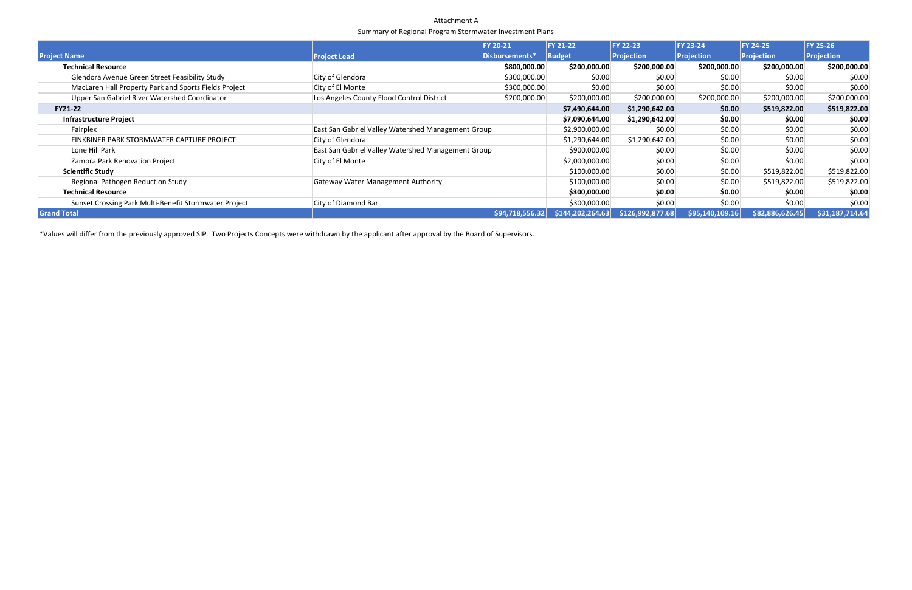Attachment A

Summary of Regional Program Stormwater Investment Plans

| Project Name | Project Lead | FY 20-21 Disbursements* | FY 21-22 Budget | FY 22-23 Projection | FY 23-24 Projection | FY 24-25 Projection | FY 25-26 Projection |
|---|---|---|---|---|---|---|---|
| **Technical Resource** | | **$800,000.00** | **$200,000.00** | **$200,000.00** | **$200,000.00** | **$200,000.00** | **$200,000.00** |
| Glendora Avenue Green Street Feasibility Study | City of Glendora | $300,000.00 | $0.00 | $0.00 | $0.00 | $0.00 | $0.00 |
| MacLaren Hall Property Park and Sports Fields Project | City of El Monte | $300,000.00 | $0.00 | $0.00 | $0.00 | $0.00 | $0.00 |
| Upper San Gabriel River Watershed Coordinator | Los Angeles County Flood Control District | $200,000.00 | $200,000.00 | $200,000.00 | $200,000.00 | $200,000.00 | $200,000.00 |
| **FY21-22** | | | **$7,490,644.00** | **$1,290,642.00** | **$0.00** | **$519,822.00** | **$519,822.00** |
| **Infrastructure Project** | | | **$7,090,644.00** | **$1,290,642.00** | **$0.00** | **$0.00** | **$0.00** |
| Fairplex | East San Gabriel Valley Watershed Management Group | | $2,900,000.00 | $0.00 | $0.00 | $0.00 | $0.00 |
| FINKBINER PARK STORMWATER CAPTURE PROJECT | City of Glendora | | $1,290,644.00 | $1,290,642.00 | $0.00 | $0.00 | $0.00 |
| Lone Hill Park | East San Gabriel Valley Watershed Management Group | | $900,000.00 | $0.00 | $0.00 | $0.00 | $0.00 |
| Zamora Park Renovation Project | City of El Monte | | $2,000,000.00 | $0.00 | $0.00 | $0.00 | $0.00 |
| **Scientific Study** | | | $100,000.00 | $0.00 | $0.00 | $519,822.00 | $519,822.00 |
| Regional Pathogen Reduction Study | Gateway Water Management Authority | | $100,000.00 | $0.00 | $0.00 | $519,822.00 | $519,822.00 |
| **Technical Resource** | | | **$300,000.00** | **$0.00** | **$0.00** | **$0.00** | **$0.00** |
| Sunset Crossing Park Multi-Benefit Stormwater Project | City of Diamond Bar | | $300,000.00 | $0.00 | $0.00 | $0.00 | $0.00 |
| **Grand Total** | | **$94,718,556.32** | **$144,202,264.63** | **$126,992,877.68** | **$95,140,109.16** | **$82,886,626.45** | **$31,187,714.64** |

*Values will differ from the previously approved SIP. Two Projects Concepts were withdrawn by the applicant after approval by the Board of Supervisors.